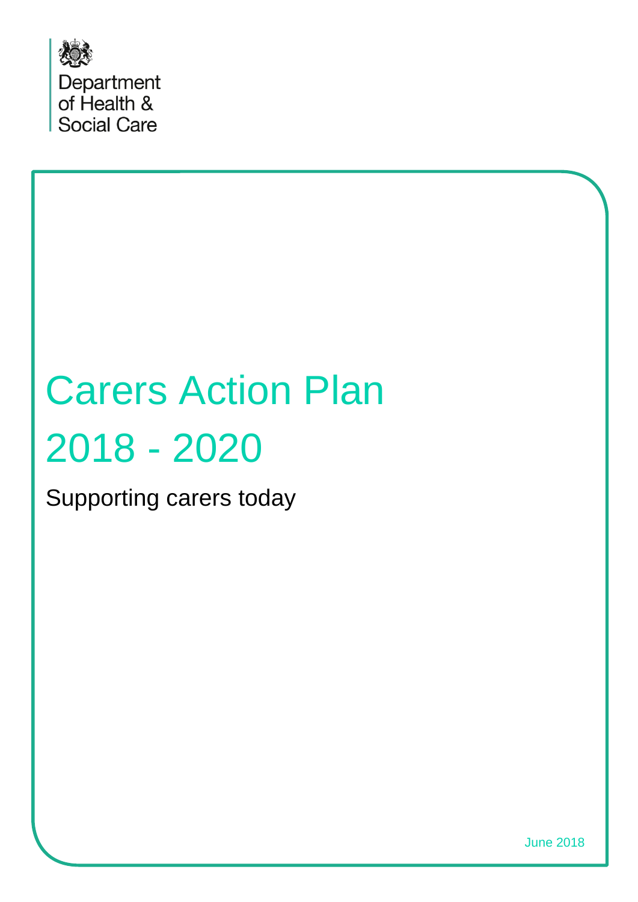Department of Health & Social Care

# Carers Action Plan 2018 - 2020

## Supporting carers today

June 2018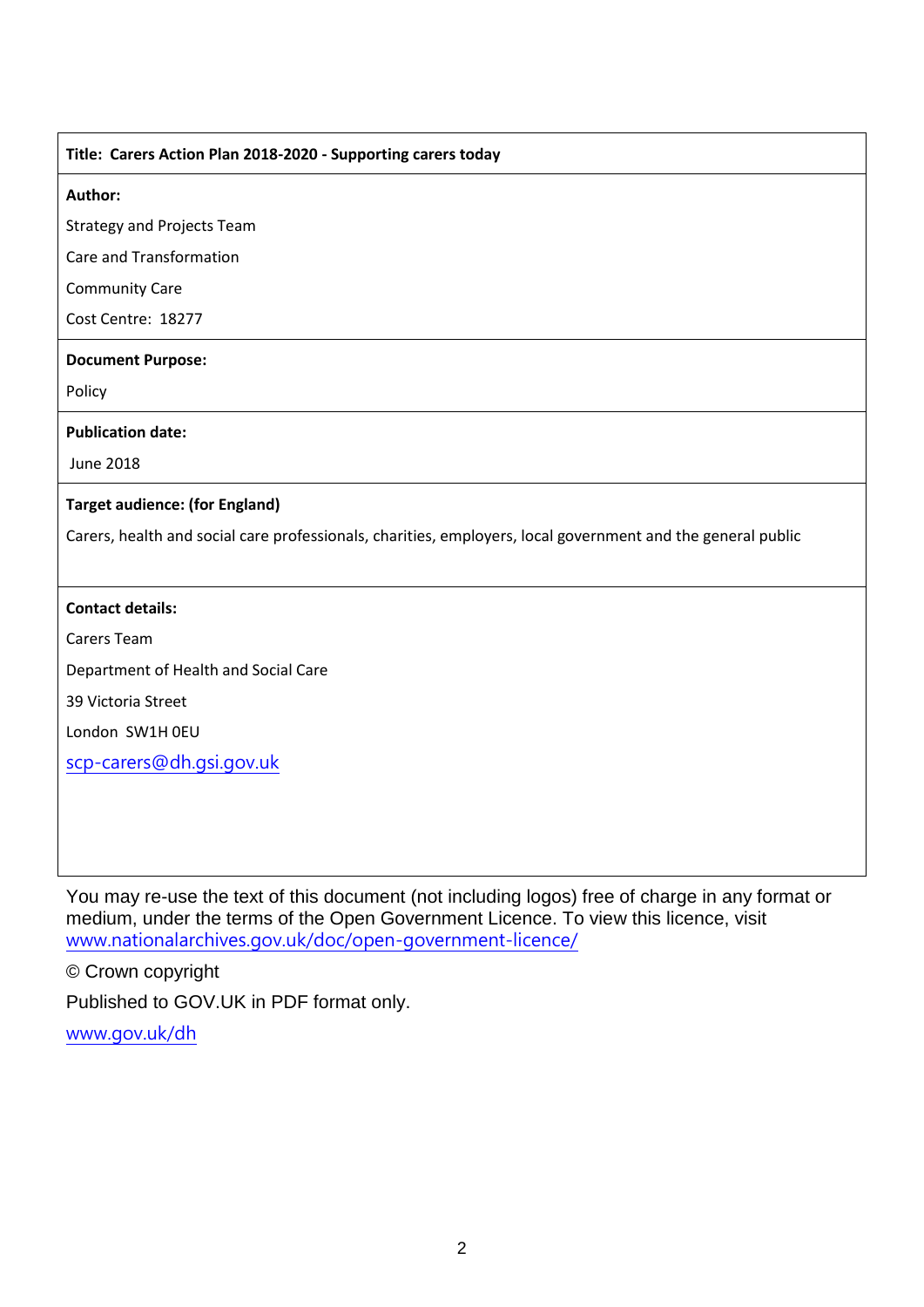**Title: Carers Action Plan 2018-2020 - Supporting carers today**

**Author:**

Strategy and Projects Team

Care and Transformation

Community Care

Cost Centre: 18277

**Document Purpose:**

Policy

**Publication date:**

June 2018

**Target audience: (for England)**

Carers, health and social care professionals, charities, employers, local government and the general public

**Contact details:**

Carers Team

Department of Health and Social Care

39 Victoria Street

London SW1H 0EU

scp-carers@dh.gsi.gov.uk

You may re-use the text of this document (not including logos) free of charge in any format or medium, under the terms of the Open Government Licence. To view this licence, visit www.nationalarchives.gov.uk/doc/open-government-licence/

© Crown copyright

Published to GOV.UK in PDF format only.

www.gov.uk/dh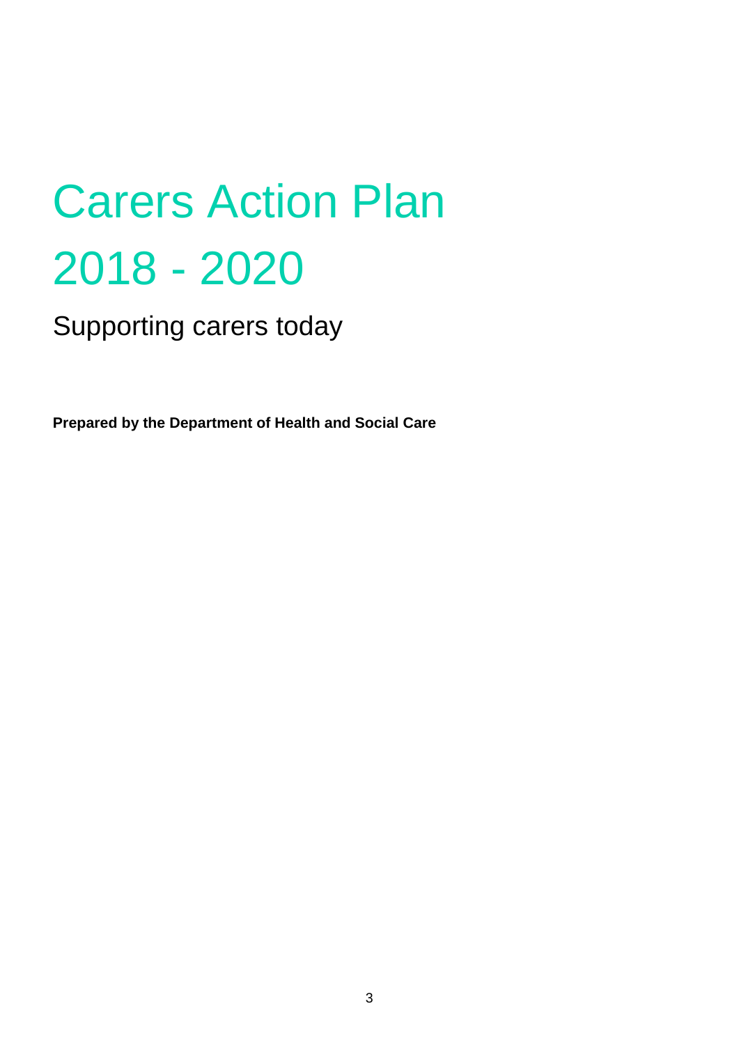# Carers Action Plan 2018 - 2020

## Supporting carers today

**Prepared by the Department of Health and Social Care**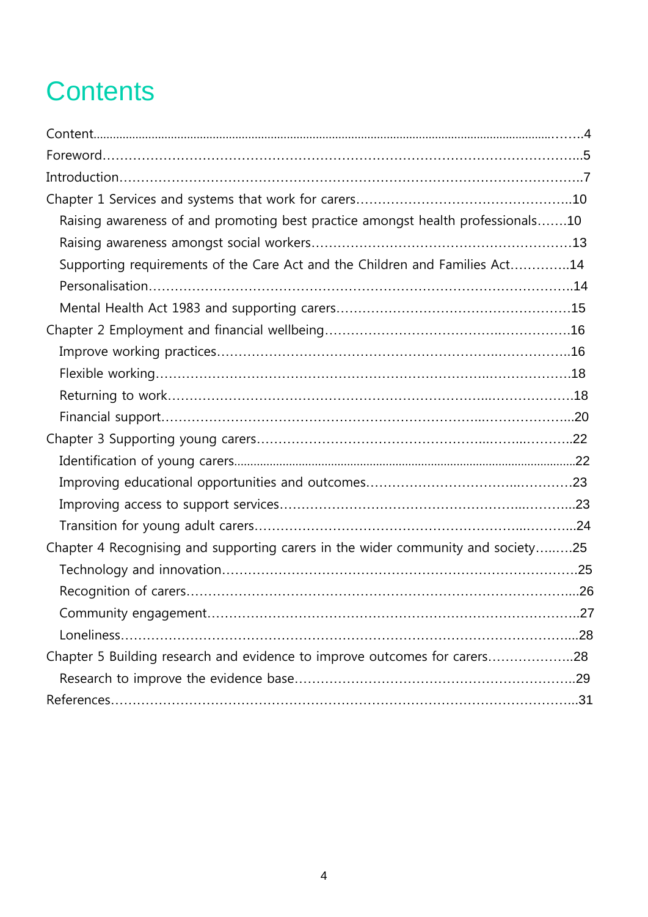# Contents

Content……………………………………………………………………………………4
Foreword……………………………………………………………………………………5
Introduction…………………………………………………………………………………7
Chapter 1 Services and systems that work for carers……………………………………10
 Raising awareness of and promoting best practice amongst health professionals…….10
 Raising awareness amongst social workers……………………………………………13
 Supporting requirements of the Care Act and the Children and Families Act…………..14
 Personalisation……………………………………………………………………………14
 Mental Health Act 1983 and supporting carers…………………………………………15
Chapter 2 Employment and financial wellbeing…………………………………………16
 Improve working practices………………………………………………………………16
 Flexible working……………………………………………………………………………18
 Returning to work…………………………………………………………………………18
 Financial support……………………………………………………………………………20
Chapter 3 Supporting young carers…………………………………………………………22
 Identification of young carers……………………………………………………………22
 Improving educational opportunities and outcomes……………………………………23
 Improving access to support services……………………………………………………23
 Transition for young adult carers…………………………………………………………24
Chapter 4 Recognising and supporting carers in the wider community and society…….…25
 Technology and innovation………………………………………………………………25
 Recognition of carers………………………………………………………………………26
 Community engagement…………………………………………………………………27
 Loneliness……………………………………………………………………………………28
Chapter 5 Building research and evidence to improve outcomes for carers………………..28
 Research to improve the evidence base…………………………………………………29
References……………………………………………………………………………………31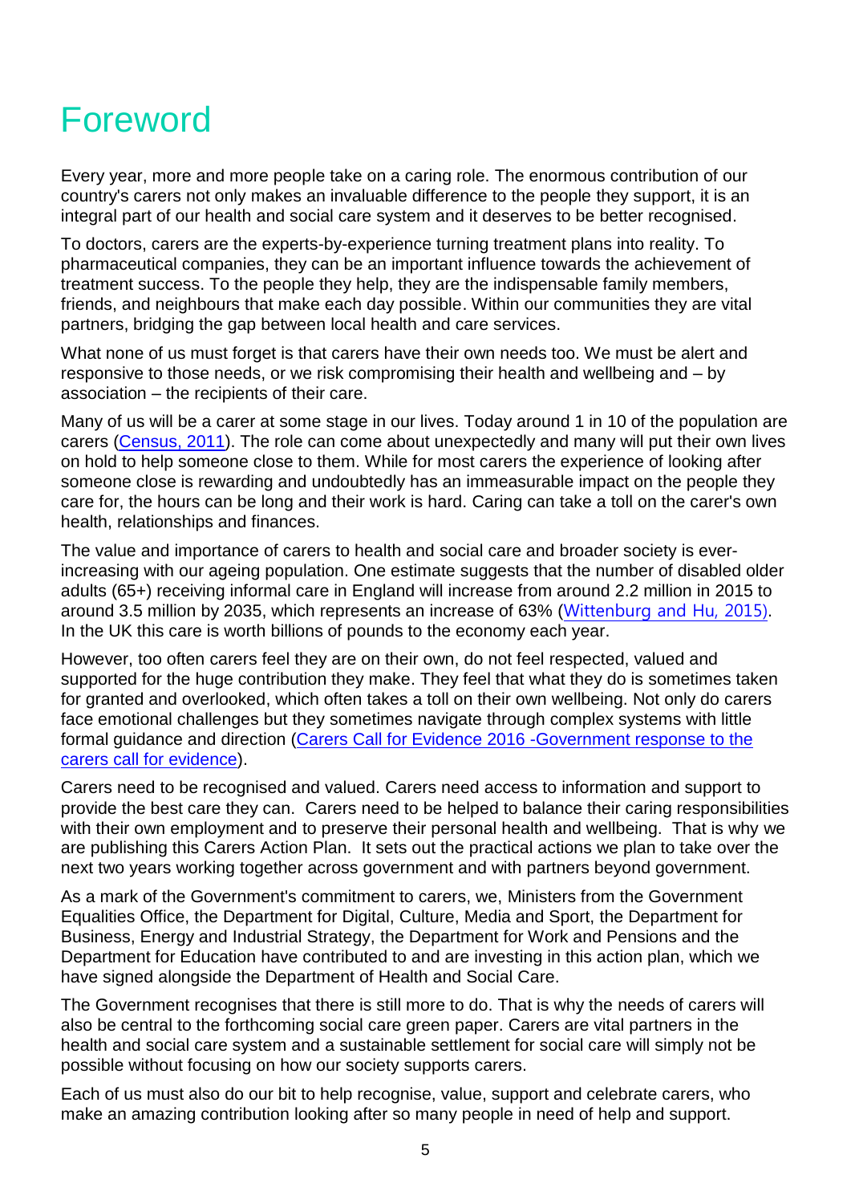# Foreword

Every year, more and more people take on a caring role. The enormous contribution of our country's carers not only makes an invaluable difference to the people they support, it is an integral part of our health and social care system and it deserves to be better recognised.

To doctors, carers are the experts-by-experience turning treatment plans into reality. To pharmaceutical companies, they can be an important influence towards the achievement of treatment success. To the people they help, they are the indispensable family members, friends, and neighbours that make each day possible. Within our communities they are vital partners, bridging the gap between local health and care services.

What none of us must forget is that carers have their own needs too. We must be alert and responsive to those needs, or we risk compromising their health and wellbeing and – by association – the recipients of their care.

Many of us will be a carer at some stage in our lives. Today around 1 in 10 of the population are carers (Census, 2011). The role can come about unexpectedly and many will put their own lives on hold to help someone close to them. While for most carers the experience of looking after someone close is rewarding and undoubtedly has an immeasurable impact on the people they care for, the hours can be long and their work is hard. Caring can take a toll on the carer's own health, relationships and finances.

The value and importance of carers to health and social care and broader society is ever-increasing with our ageing population. One estimate suggests that the number of disabled older adults (65+) receiving informal care in England will increase from around 2.2 million in 2015 to around 3.5 million by 2035, which represents an increase of 63% (Wittenburg and Hu, 2015). In the UK this care is worth billions of pounds to the economy each year.

However, too often carers feel they are on their own, do not feel respected, valued and supported for the huge contribution they make. They feel that what they do is sometimes taken for granted and overlooked, which often takes a toll on their own wellbeing. Not only do carers face emotional challenges but they sometimes navigate through complex systems with little formal guidance and direction (Carers Call for Evidence 2016 -Government response to the carers call for evidence).

Carers need to be recognised and valued. Carers need access to information and support to provide the best care they can. Carers need to be helped to balance their caring responsibilities with their own employment and to preserve their personal health and wellbeing. That is why we are publishing this Carers Action Plan. It sets out the practical actions we plan to take over the next two years working together across government and with partners beyond government.

As a mark of the Government's commitment to carers, we, Ministers from the Government Equalities Office, the Department for Digital, Culture, Media and Sport, the Department for Business, Energy and Industrial Strategy, the Department for Work and Pensions and the Department for Education have contributed to and are investing in this action plan, which we have signed alongside the Department of Health and Social Care.

The Government recognises that there is still more to do. That is why the needs of carers will also be central to the forthcoming social care green paper. Carers are vital partners in the health and social care system and a sustainable settlement for social care will simply not be possible without focusing on how our society supports carers.

Each of us must also do our bit to help recognise, value, support and celebrate carers, who make an amazing contribution looking after so many people in need of help and support.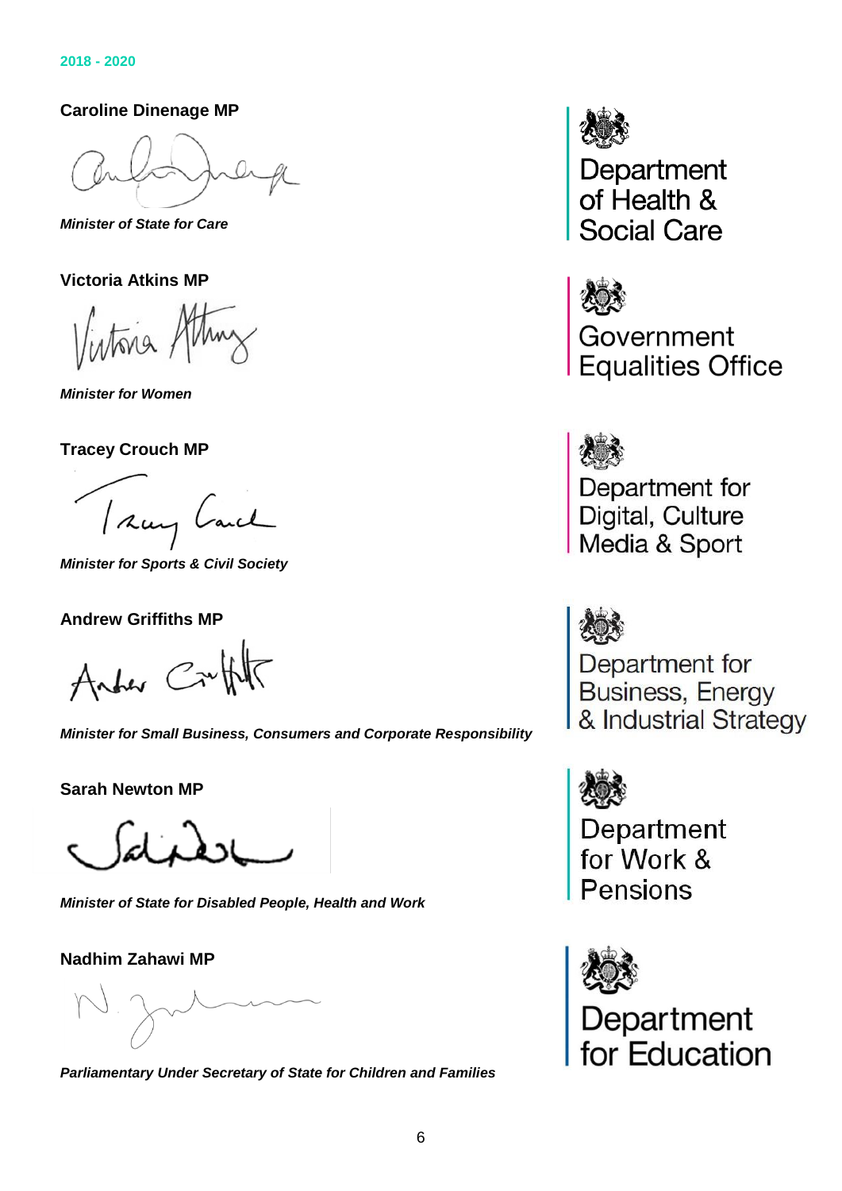2018 - 2020

**Caroline Dinenage MP**

*Minister of State for Care*

**Victoria Atkins MP**

*Minister for Women*

**Tracey Crouch MP**

*Minister for Sports & Civil Society*

**Andrew Griffiths MP**

*Minister for Small Business, Consumers and Corporate Responsibility*

**Sarah Newton MP**

*Minister of State for Disabled People, Health and Work*

**Nadhim Zahawi MP**

*Parliamentary Under Secretary of State for Children and Families*

Department of Health & Social Care

Government Equalities Office

Department for Digital, Culture Media & Sport

Department for Business, Energy & Industrial Strategy

Department for Work & Pensions

Department for Education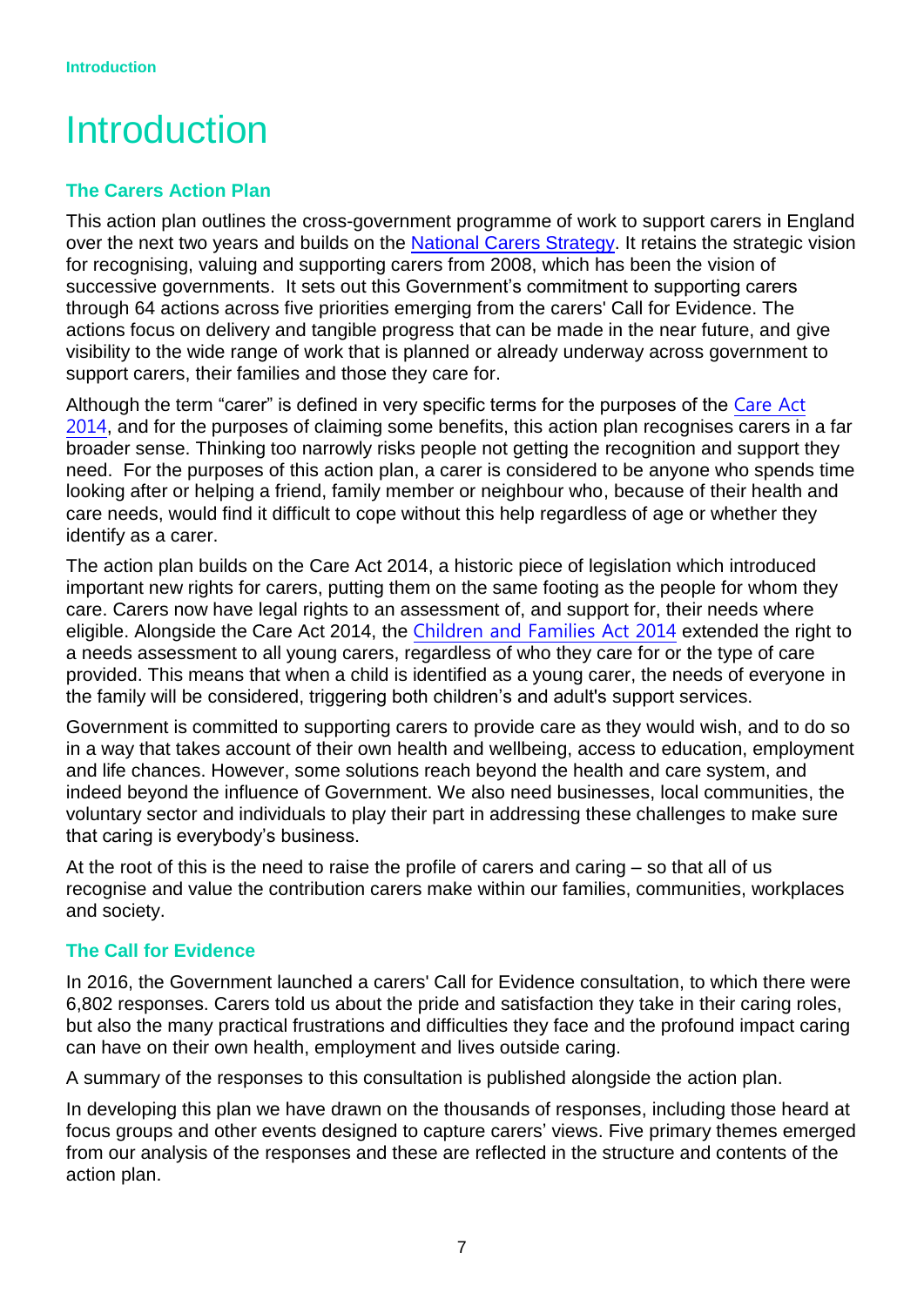# Introduction

## The Carers Action Plan

This action plan outlines the cross-government programme of work to support carers in England over the next two years and builds on the National Carers Strategy. It retains the strategic vision for recognising, valuing and supporting carers from 2008, which has been the vision of successive governments. It sets out this Government's commitment to supporting carers through 64 actions across five priorities emerging from the carers' Call for Evidence. The actions focus on delivery and tangible progress that can be made in the near future, and give visibility to the wide range of work that is planned or already underway across government to support carers, their families and those they care for.

Although the term "carer" is defined in very specific terms for the purposes of the Care Act 2014, and for the purposes of claiming some benefits, this action plan recognises carers in a far broader sense. Thinking too narrowly risks people not getting the recognition and support they need. For the purposes of this action plan, a carer is considered to be anyone who spends time looking after or helping a friend, family member or neighbour who, because of their health and care needs, would find it difficult to cope without this help regardless of age or whether they identify as a carer.

The action plan builds on the Care Act 2014, a historic piece of legislation which introduced important new rights for carers, putting them on the same footing as the people for whom they care. Carers now have legal rights to an assessment of, and support for, their needs where eligible. Alongside the Care Act 2014, the Children and Families Act 2014 extended the right to a needs assessment to all young carers, regardless of who they care for or the type of care provided. This means that when a child is identified as a young carer, the needs of everyone in the family will be considered, triggering both children's and adult's support services.

Government is committed to supporting carers to provide care as they would wish, and to do so in a way that takes account of their own health and wellbeing, access to education, employment and life chances. However, some solutions reach beyond the health and care system, and indeed beyond the influence of Government. We also need businesses, local communities, the voluntary sector and individuals to play their part in addressing these challenges to make sure that caring is everybody's business.

At the root of this is the need to raise the profile of carers and caring – so that all of us recognise and value the contribution carers make within our families, communities, workplaces and society.

## The Call for Evidence

In 2016, the Government launched a carers' Call for Evidence consultation, to which there were 6,802 responses. Carers told us about the pride and satisfaction they take in their caring roles, but also the many practical frustrations and difficulties they face and the profound impact caring can have on their own health, employment and lives outside caring.

A summary of the responses to this consultation is published alongside the action plan.

In developing this plan we have drawn on the thousands of responses, including those heard at focus groups and other events designed to capture carers' views. Five primary themes emerged from our analysis of the responses and these are reflected in the structure and contents of the action plan.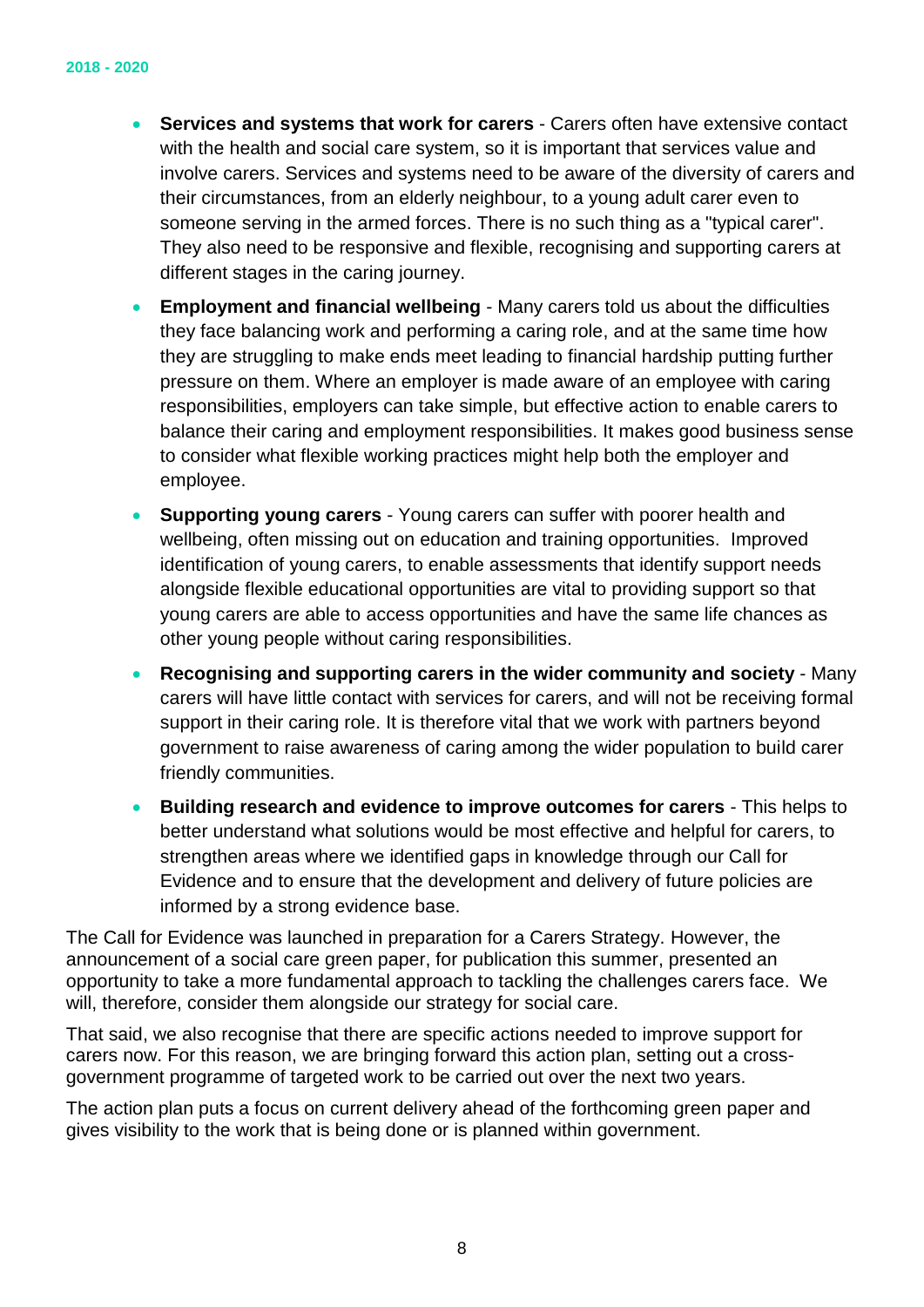- **Services and systems that work for carers** - Carers often have extensive contact with the health and social care system, so it is important that services value and involve carers. Services and systems need to be aware of the diversity of carers and their circumstances, from an elderly neighbour, to a young adult carer even to someone serving in the armed forces. There is no such thing as a "typical carer". They also need to be responsive and flexible, recognising and supporting carers at different stages in the caring journey.
- **Employment and financial wellbeing** - Many carers told us about the difficulties they face balancing work and performing a caring role, and at the same time how they are struggling to make ends meet leading to financial hardship putting further pressure on them. Where an employer is made aware of an employee with caring responsibilities, employers can take simple, but effective action to enable carers to balance their caring and employment responsibilities. It makes good business sense to consider what flexible working practices might help both the employer and employee.
- **Supporting young carers** - Young carers can suffer with poorer health and wellbeing, often missing out on education and training opportunities. Improved identification of young carers, to enable assessments that identify support needs alongside flexible educational opportunities are vital to providing support so that young carers are able to access opportunities and have the same life chances as other young people without caring responsibilities.
- **Recognising and supporting carers in the wider community and society** - Many carers will have little contact with services for carers, and will not be receiving formal support in their caring role. It is therefore vital that we work with partners beyond government to raise awareness of caring among the wider population to build carer friendly communities.
- **Building research and evidence to improve outcomes for carers** - This helps to better understand what solutions would be most effective and helpful for carers, to strengthen areas where we identified gaps in knowledge through our Call for Evidence and to ensure that the development and delivery of future policies are informed by a strong evidence base.

The Call for Evidence was launched in preparation for a Carers Strategy. However, the announcement of a social care green paper, for publication this summer, presented an opportunity to take a more fundamental approach to tackling the challenges carers face. We will, therefore, consider them alongside our strategy for social care.

That said, we also recognise that there are specific actions needed to improve support for carers now. For this reason, we are bringing forward this action plan, setting out a cross-government programme of targeted work to be carried out over the next two years.

The action plan puts a focus on current delivery ahead of the forthcoming green paper and gives visibility to the work that is being done or is planned within government.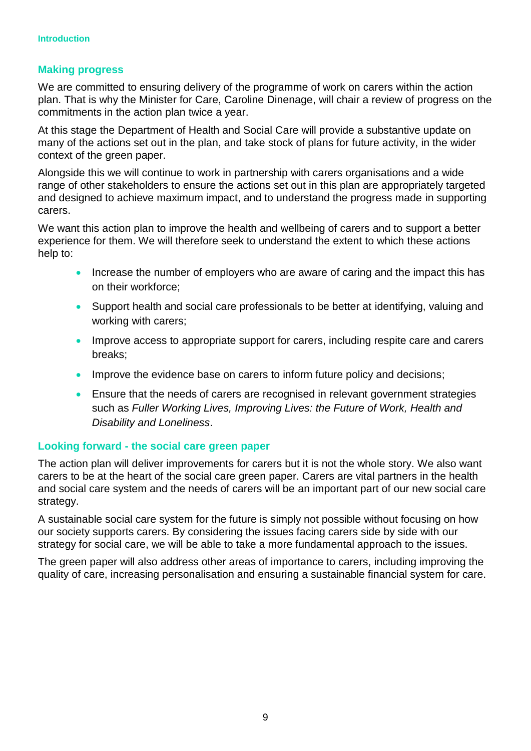## Making progress

We are committed to ensuring delivery of the programme of work on carers within the action plan. That is why the Minister for Care, Caroline Dinenage, will chair a review of progress on the commitments in the action plan twice a year.

At this stage the Department of Health and Social Care will provide a substantive update on many of the actions set out in the plan, and take stock of plans for future activity, in the wider context of the green paper.

Alongside this we will continue to work in partnership with carers organisations and a wide range of other stakeholders to ensure the actions set out in this plan are appropriately targeted and designed to achieve maximum impact, and to understand the progress made in supporting carers.

We want this action plan to improve the health and wellbeing of carers and to support a better experience for them. We will therefore seek to understand the extent to which these actions help to:

- Increase the number of employers who are aware of caring and the impact this has on their workforce;
- Support health and social care professionals to be better at identifying, valuing and working with carers;
- Improve access to appropriate support for carers, including respite care and carers breaks;
- Improve the evidence base on carers to inform future policy and decisions;
- Ensure that the needs of carers are recognised in relevant government strategies such as *Fuller Working Lives, Improving Lives: the Future of Work, Health and Disability and Loneliness*.

## Looking forward - the social care green paper

The action plan will deliver improvements for carers but it is not the whole story. We also want carers to be at the heart of the social care green paper. Carers are vital partners in the health and social care system and the needs of carers will be an important part of our new social care strategy.

A sustainable social care system for the future is simply not possible without focusing on how our society supports carers. By considering the issues facing carers side by side with our strategy for social care, we will be able to take a more fundamental approach to the issues.

The green paper will also address other areas of importance to carers, including improving the quality of care, increasing personalisation and ensuring a sustainable financial system for care.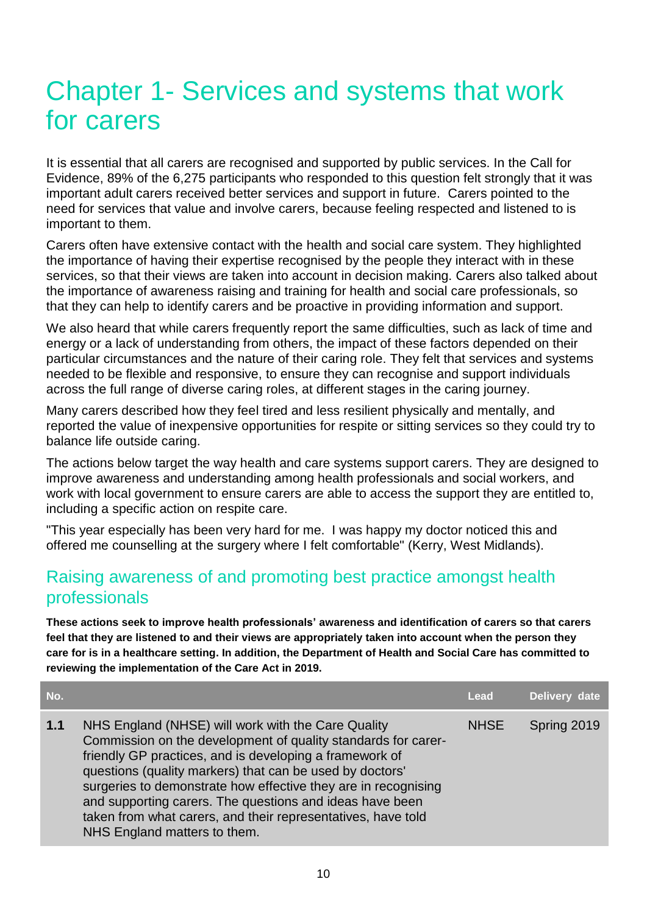# Chapter 1- Services and systems that work for carers

It is essential that all carers are recognised and supported by public services. In the Call for Evidence, 89% of the 6,275 participants who responded to this question felt strongly that it was important adult carers received better services and support in future. Carers pointed to the need for services that value and involve carers, because feeling respected and listened to is important to them.

Carers often have extensive contact with the health and social care system. They highlighted the importance of having their expertise recognised by the people they interact with in these services, so that their views are taken into account in decision making. Carers also talked about the importance of awareness raising and training for health and social care professionals, so that they can help to identify carers and be proactive in providing information and support.

We also heard that while carers frequently report the same difficulties, such as lack of time and energy or a lack of understanding from others, the impact of these factors depended on their particular circumstances and the nature of their caring role. They felt that services and systems needed to be flexible and responsive, to ensure they can recognise and support individuals across the full range of diverse caring roles, at different stages in the caring journey.

Many carers described how they feel tired and less resilient physically and mentally, and reported the value of inexpensive opportunities for respite or sitting services so they could try to balance life outside caring.

The actions below target the way health and care systems support carers. They are designed to improve awareness and understanding among health professionals and social workers, and work with local government to ensure carers are able to access the support they are entitled to, including a specific action on respite care.

"This year especially has been very hard for me. I was happy my doctor noticed this and offered me counselling at the surgery where I felt comfortable" (Kerry, West Midlands).

## Raising awareness of and promoting best practice amongst health professionals

**These actions seek to improve health professionals' awareness and identification of carers so that carers feel that they are listened to and their views are appropriately taken into account when the person they care for is in a healthcare setting. In addition, the Department of Health and Social Care has committed to reviewing the implementation of the Care Act in 2019.**

| No. | | Lead | Delivery date |
|---|---|---|---|
| **1.1** | NHS England (NHSE) will work with the Care Quality Commission on the development of quality standards for carer-friendly GP practices, and is developing a framework of questions (quality markers) that can be used by doctors' surgeries to demonstrate how effective they are in recognising and supporting carers. The questions and ideas have been taken from what carers, and their representatives, have told NHS England matters to them. | NHSE | Spring 2019 |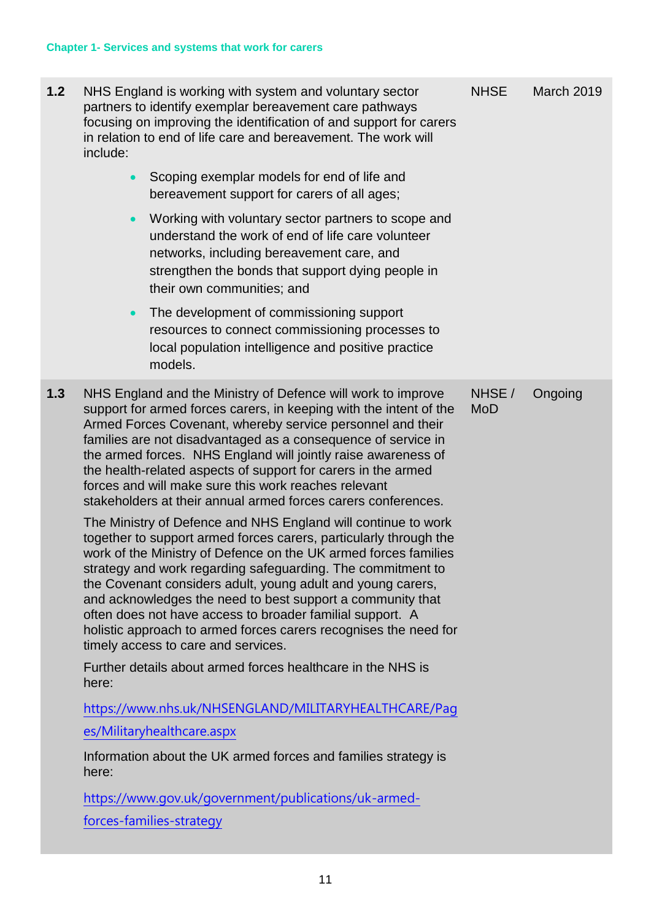Chapter 1- Services and systems that work for carers

| | | | |
|---|---|---|---|
| **1.2** | NHS England is working with system and voluntary sector partners to identify exemplar bereavement care pathways focusing on improving the identification of and support for carers in relation to end of life care and bereavement. The work will include:<br><br>• Scoping exemplar models for end of life and bereavement support for carers of all ages;<br>• Working with voluntary sector partners to scope and understand the work of end of life care volunteer networks, including bereavement care, and strengthen the bonds that support dying people in their own communities; and<br>• The development of commissioning support resources to connect commissioning processes to local population intelligence and positive practice models. | NHSE | March 2019 |
| **1.3** | NHS England and the Ministry of Defence will work to improve support for armed forces carers, in keeping with the intent of the Armed Forces Covenant, whereby service personnel and their families are not disadvantaged as a consequence of service in the armed forces. NHS England will jointly raise awareness of the health-related aspects of support for carers in the armed forces and will make sure this work reaches relevant stakeholders at their annual armed forces carers conferences.<br><br>The Ministry of Defence and NHS England will continue to work together to support armed forces carers, particularly through the work of the Ministry of Defence on the UK armed forces families strategy and work regarding safeguarding. The commitment to the Covenant considers adult, young adult and young carers, and acknowledges the need to best support a community that often does not have access to broader familial support. A holistic approach to armed forces carers recognises the need for timely access to care and services.<br><br>Further details about armed forces healthcare in the NHS is here:<br><br>https://www.nhs.uk/NHSENGLAND/MILITARYHEALTHCARE/Pages/Militaryhealthcare.aspx<br><br>Information about the UK armed forces and families strategy is here:<br><br>https://www.gov.uk/government/publications/uk-armed-forces-families-strategy | NHSE / MoD | Ongoing |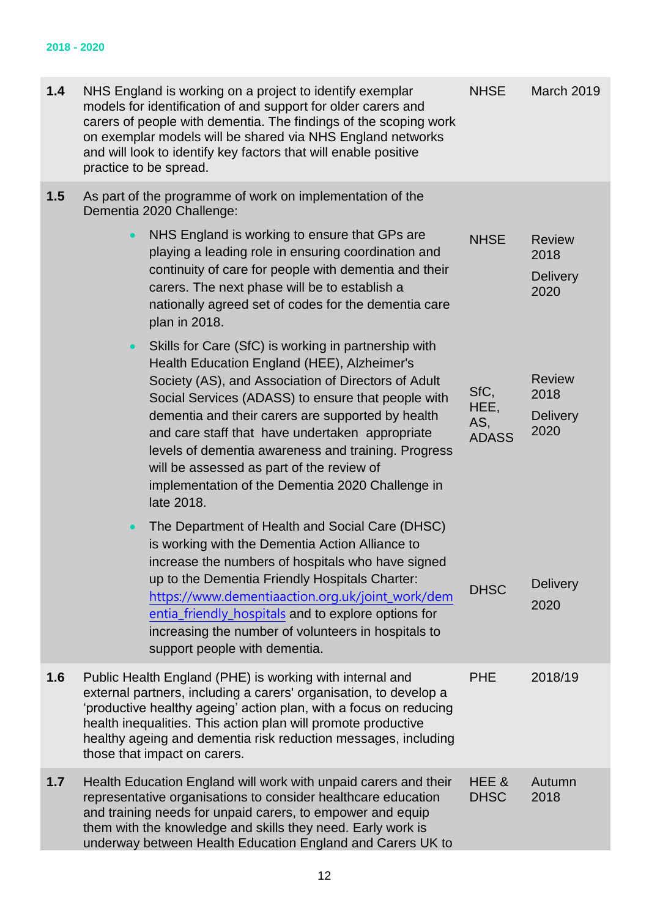2018 - 2020

| | | | |
|---|---|---|---|
| **1.4** | NHS England is working on a project to identify exemplar models for identification of and support for older carers and carers of people with dementia. The findings of the scoping work on exemplar models will be shared via NHS England networks and will look to identify key factors that will enable positive practice to be spread. | NHSE | March 2019 |
| **1.5** | As part of the programme of work on implementation of the Dementia 2020 Challenge: | | |
| | • NHS England is working to ensure that GPs are playing a leading role in ensuring coordination and continuity of care for people with dementia and their carers. The next phase will be to establish a nationally agreed set of codes for the dementia care plan in 2018. | NHSE | Review 2018<br>Delivery 2020 |
| | • Skills for Care (SfC) is working in partnership with Health Education England (HEE), Alzheimer's Society (AS), and Association of Directors of Adult Social Services (ADASS) to ensure that people with dementia and their carers are supported by health and care staff that have undertaken appropriate levels of dementia awareness and training. Progress will be assessed as part of the review of implementation of the Dementia 2020 Challenge in late 2018. | SfC, HEE, AS, ADASS | Review 2018<br>Delivery 2020 |
| | • The Department of Health and Social Care (DHSC) is working with the Dementia Action Alliance to increase the numbers of hospitals who have signed up to the Dementia Friendly Hospitals Charter: https://www.dementiaaction.org.uk/joint_work/dementia_friendly_hospitals and to explore options for increasing the number of volunteers in hospitals to support people with dementia. | DHSC | Delivery 2020 |
| **1.6** | Public Health England (PHE) is working with internal and external partners, including a carers' organisation, to develop a 'productive healthy ageing' action plan, with a focus on reducing health inequalities. This action plan will promote productive healthy ageing and dementia risk reduction messages, including those that impact on carers. | PHE | 2018/19 |
| **1.7** | Health Education England will work with unpaid carers and their representative organisations to consider healthcare education and training needs for unpaid carers, to empower and equip them with the knowledge and skills they need. Early work is underway between Health Education England and Carers UK to | HEE & DHSC | Autumn 2018 |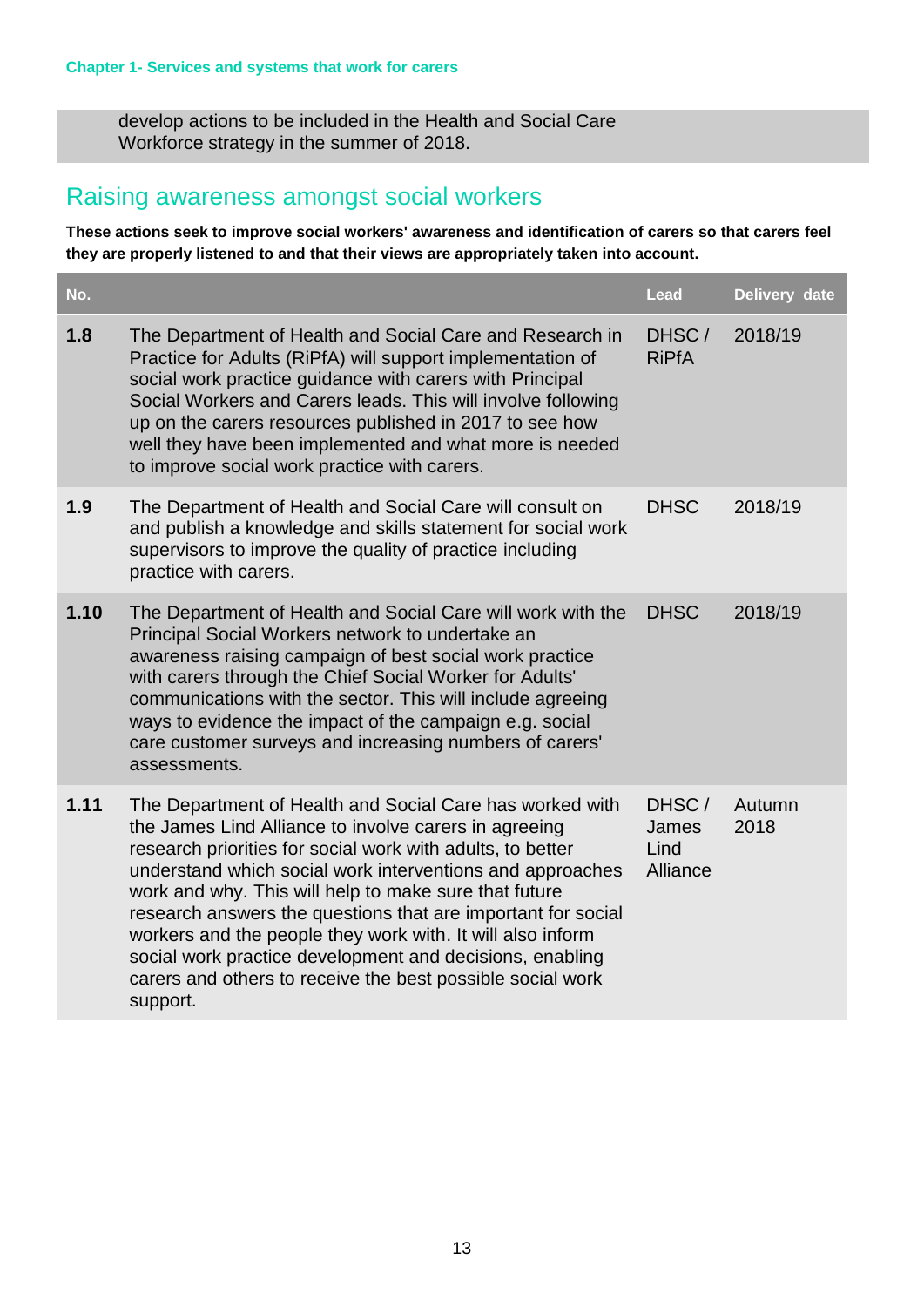develop actions to be included in the Health and Social Care Workforce strategy in the summer of 2018.

## Raising awareness amongst social workers

**These actions seek to improve social workers' awareness and identification of carers so that carers feel they are properly listened to and that their views are appropriately taken into account.**

| No. | | Lead | Delivery date |
|---|---|---|---|
| **1.8** | The Department of Health and Social Care and Research in Practice for Adults (RiPfA) will support implementation of social work practice guidance with carers with Principal Social Workers and Carers leads. This will involve following up on the carers resources published in 2017 to see how well they have been implemented and what more is needed to improve social work practice with carers. | DHSC / RiPfA | 2018/19 |
| **1.9** | The Department of Health and Social Care will consult on and publish a knowledge and skills statement for social work supervisors to improve the quality of practice including practice with carers. | DHSC | 2018/19 |
| **1.10** | The Department of Health and Social Care will work with the Principal Social Workers network to undertake an awareness raising campaign of best social work practice with carers through the Chief Social Worker for Adults' communications with the sector. This will include agreeing ways to evidence the impact of the campaign e.g. social care customer surveys and increasing numbers of carers' assessments. | DHSC | 2018/19 |
| **1.11** | The Department of Health and Social Care has worked with the James Lind Alliance to involve carers in agreeing research priorities for social work with adults, to better understand which social work interventions and approaches work and why. This will help to make sure that future research answers the questions that are important for social workers and the people they work with. It will also inform social work practice development and decisions, enabling carers and others to receive the best possible social work support. | DHSC / James Lind Alliance | Autumn 2018 |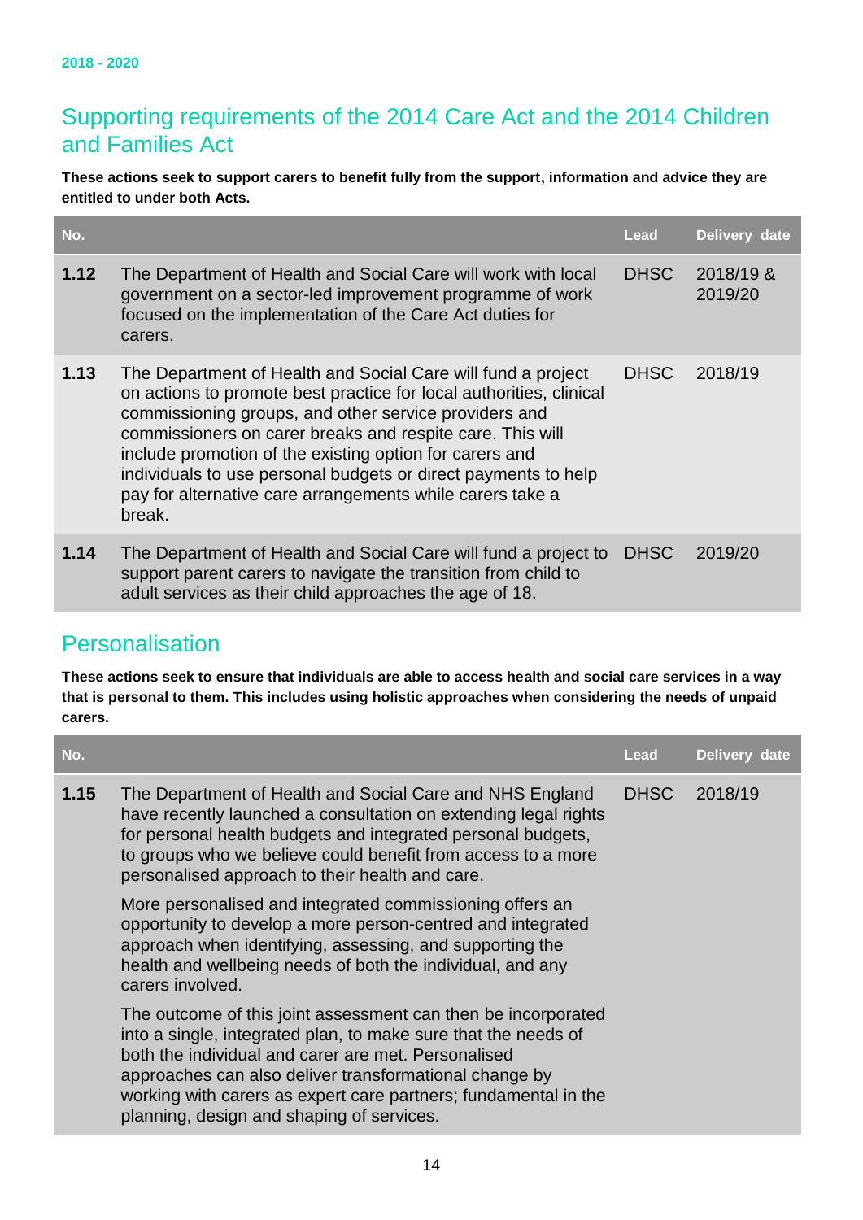2018 - 2020

## Supporting requirements of the 2014 Care Act and the 2014 Children and Families Act

**These actions seek to support carers to benefit fully from the support, information and advice they are entitled to under both Acts.**

| No. | | Lead | Delivery date |
|---|---|---|---|
| **1.12** | The Department of Health and Social Care will work with local government on a sector-led improvement programme of work focused on the implementation of the Care Act duties for carers. | DHSC | 2018/19 & 2019/20 |
| **1.13** | The Department of Health and Social Care will fund a project on actions to promote best practice for local authorities, clinical commissioning groups, and other service providers and commissioners on carer breaks and respite care. This will include promotion of the existing option for carers and individuals to use personal budgets or direct payments to help pay for alternative care arrangements while carers take a break. | DHSC | 2018/19 |
| **1.14** | The Department of Health and Social Care will fund a project to support parent carers to navigate the transition from child to adult services as their child approaches the age of 18. | DHSC | 2019/20 |

## Personalisation

**These actions seek to ensure that individuals are able to access health and social care services in a way that is personal to them. This includes using holistic approaches when considering the needs of unpaid carers.**

| No. | | Lead | Delivery date |
|---|---|---|---|
| **1.15** | The Department of Health and Social Care and NHS England have recently launched a consultation on extending legal rights for personal health budgets and integrated personal budgets, to groups who we believe could benefit from access to a more personalised approach to their health and care.<br><br>More personalised and integrated commissioning offers an opportunity to develop a more person-centred and integrated approach when identifying, assessing, and supporting the health and wellbeing needs of both the individual, and any carers involved.<br><br>The outcome of this joint assessment can then be incorporated into a single, integrated plan, to make sure that the needs of both the individual and carer are met. Personalised approaches can also deliver transformational change by working with carers as expert care partners; fundamental in the planning, design and shaping of services. | DHSC | 2018/19 |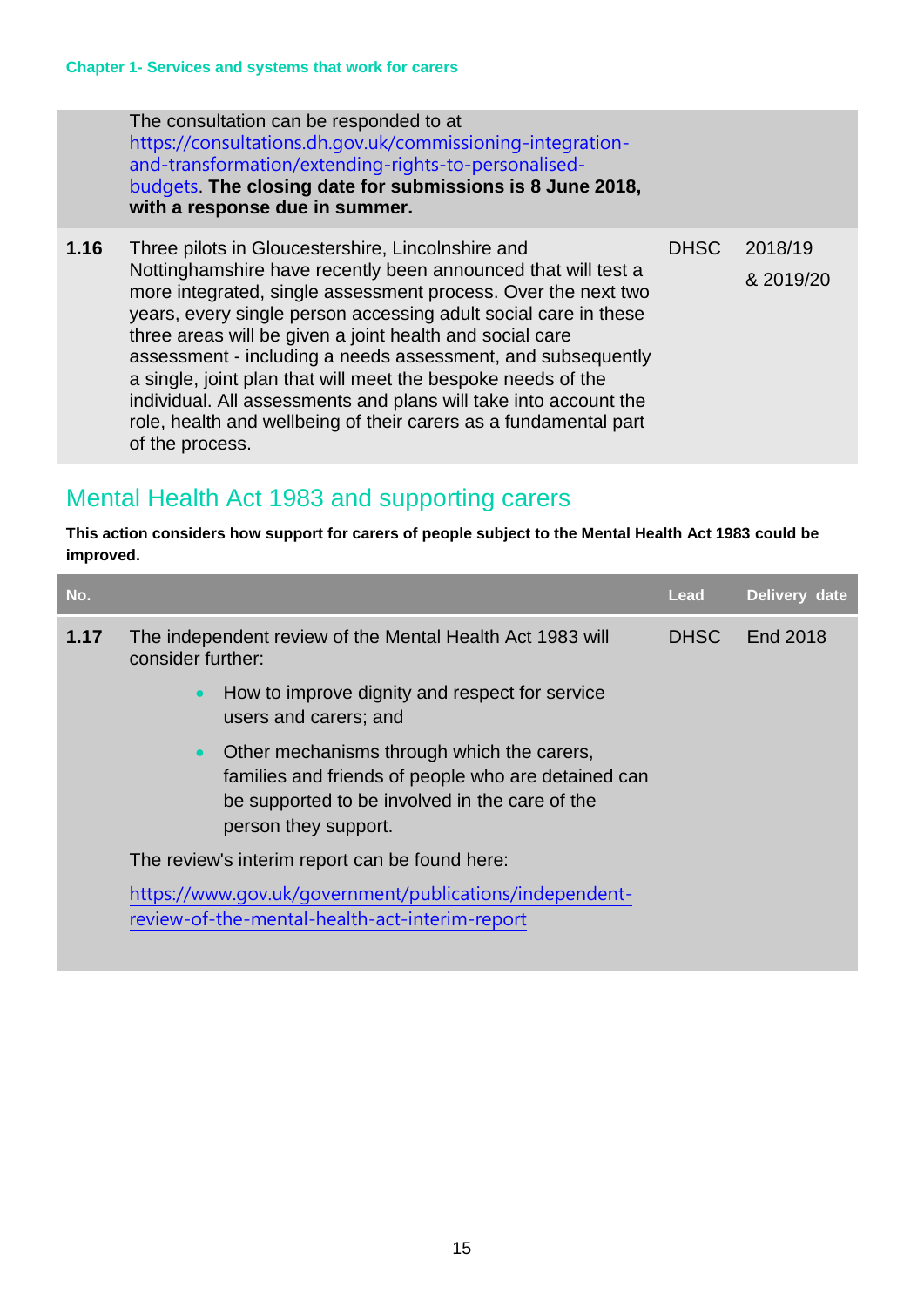| | | | |
|---|---|---|---|
| | The consultation can be responded to at https://consultations.dh.gov.uk/commissioning-integration-and-transformation/extending-rights-to-personalised-budgets. **The closing date for submissions is 8 June 2018, with a response due in summer.** | | |
| **1.16** | Three pilots in Gloucestershire, Lincolnshire and Nottinghamshire have recently been announced that will test a more integrated, single assessment process. Over the next two years, every single person accessing adult social care in these three areas will be given a joint health and social care assessment - including a needs assessment, and subsequently a single, joint plan that will meet the bespoke needs of the individual. All assessments and plans will take into account the role, health and wellbeing of their carers as a fundamental part of the process. | DHSC | 2018/19 & 2019/20 |

## Mental Health Act 1983 and supporting carers

**This action considers how support for carers of people subject to the Mental Health Act 1983 could be improved.**

| No. | | Lead | Delivery date |
|---|---|---|---|
| **1.17** | The independent review of the Mental Health Act 1983 will consider further:<br>• How to improve dignity and respect for service users and carers; and<br>• Other mechanisms through which the carers, families and friends of people who are detained can be supported to be involved in the care of the person they support.<br>The review's interim report can be found here:<br>https://www.gov.uk/government/publications/independent-review-of-the-mental-health-act-interim-report | DHSC | End 2018 |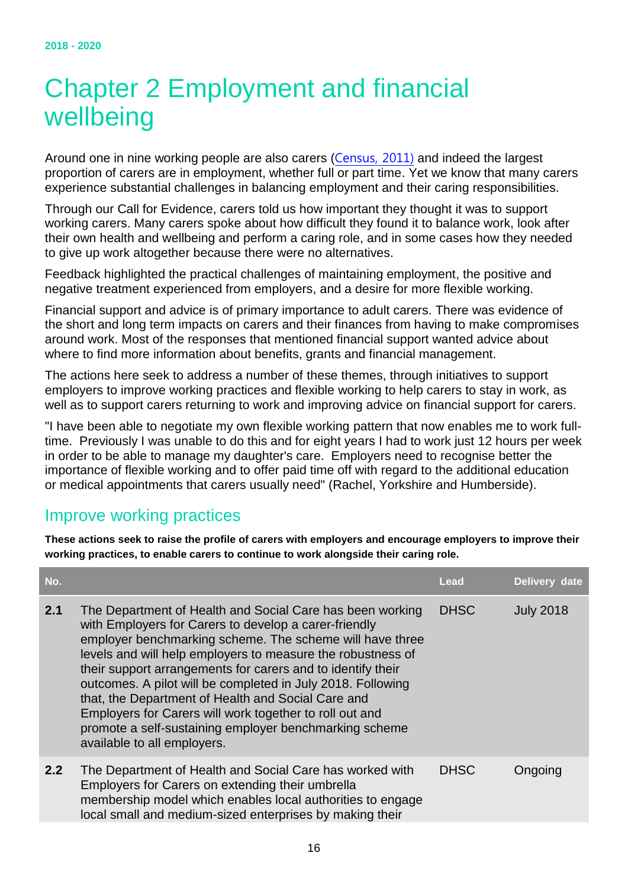# Chapter 2 Employment and financial wellbeing

Around one in nine working people are also carers (Census, 2011) and indeed the largest proportion of carers are in employment, whether full or part time. Yet we know that many carers experience substantial challenges in balancing employment and their caring responsibilities.

Through our Call for Evidence, carers told us how important they thought it was to support working carers. Many carers spoke about how difficult they found it to balance work, look after their own health and wellbeing and perform a caring role, and in some cases how they needed to give up work altogether because there were no alternatives.

Feedback highlighted the practical challenges of maintaining employment, the positive and negative treatment experienced from employers, and a desire for more flexible working.

Financial support and advice is of primary importance to adult carers. There was evidence of the short and long term impacts on carers and their finances from having to make compromises around work. Most of the responses that mentioned financial support wanted advice about where to find more information about benefits, grants and financial management.

The actions here seek to address a number of these themes, through initiatives to support employers to improve working practices and flexible working to help carers to stay in work, as well as to support carers returning to work and improving advice on financial support for carers.

"I have been able to negotiate my own flexible working pattern that now enables me to work full-time. Previously I was unable to do this and for eight years I had to work just 12 hours per week in order to be able to manage my daughter's care. Employers need to recognise better the importance of flexible working and to offer paid time off with regard to the additional education or medical appointments that carers usually need" (Rachel, Yorkshire and Humberside).

## Improve working practices

**These actions seek to raise the profile of carers with employers and encourage employers to improve their working practices, to enable carers to continue to work alongside their caring role.**

| No. | | Lead | Delivery date |
|---|---|---|---|
| **2.1** | The Department of Health and Social Care has been working with Employers for Carers to develop a carer-friendly employer benchmarking scheme. The scheme will have three levels and will help employers to measure the robustness of their support arrangements for carers and to identify their outcomes. A pilot will be completed in July 2018. Following that, the Department of Health and Social Care and Employers for Carers will work together to roll out and promote a self-sustaining employer benchmarking scheme available to all employers. | DHSC | July 2018 |
| **2.2** | The Department of Health and Social Care has worked with Employers for Carers on extending their umbrella membership model which enables local authorities to engage local small and medium-sized enterprises by making their | DHSC | Ongoing |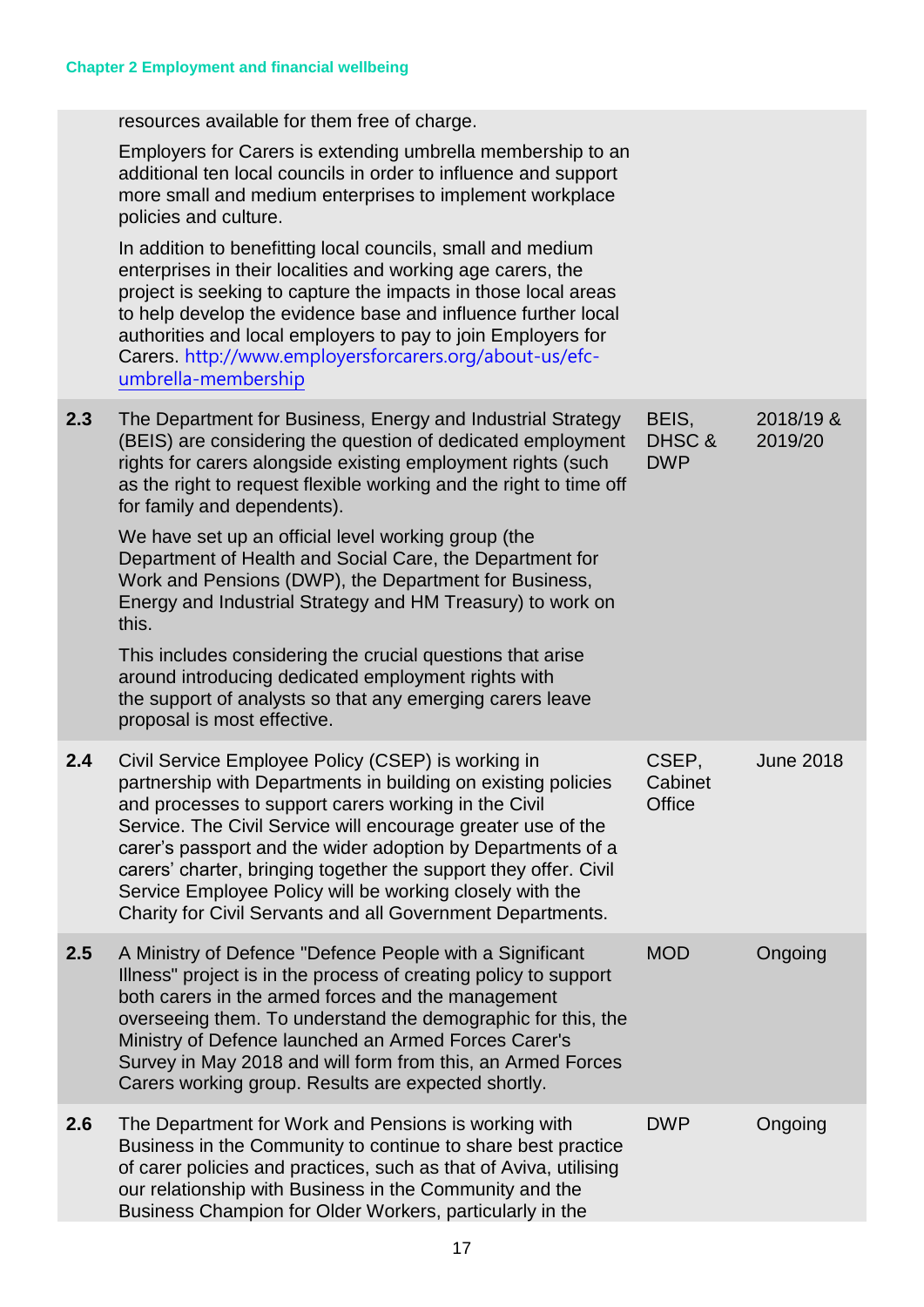| | | | |
|---|---|---|---|
| | resources available for them free of charge.<br><br>Employers for Carers is extending umbrella membership to an additional ten local councils in order to influence and support more small and medium enterprises to implement workplace policies and culture.<br><br>In addition to benefitting local councils, small and medium enterprises in their localities and working age carers, the project is seeking to capture the impacts in those local areas to help develop the evidence base and influence further local authorities and local employers to pay to join Employers for Carers. [http://www.employersforcarers.org/about-us/efc-umbrella-membership](http://www.employersforcarers.org/about-us/efc-umbrella-membership) | | |
| **2.3** | The Department for Business, Energy and Industrial Strategy (BEIS) are considering the question of dedicated employment rights for carers alongside existing employment rights (such as the right to request flexible working and the right to time off for family and dependents).<br><br>We have set up an official level working group (the Department of Health and Social Care, the Department for Work and Pensions (DWP), the Department for Business, Energy and Industrial Strategy and HM Treasury) to work on this.<br><br>This includes considering the crucial questions that arise around introducing dedicated employment rights with the support of analysts so that any emerging carers leave proposal is most effective. | BEIS, DHSC & DWP | 2018/19 & 2019/20 |
| **2.4** | Civil Service Employee Policy (CSEP) is working in partnership with Departments in building on existing policies and processes to support carers working in the Civil Service. The Civil Service will encourage greater use of the carer's passport and the wider adoption by Departments of a carers' charter, bringing together the support they offer. Civil Service Employee Policy will be working closely with the Charity for Civil Servants and all Government Departments. | CSEP, Cabinet Office | June 2018 |
| **2.5** | A Ministry of Defence "Defence People with a Significant Illness" project is in the process of creating policy to support both carers in the armed forces and the management overseeing them. To understand the demographic for this, the Ministry of Defence launched an Armed Forces Carer's Survey in May 2018 and will form from this, an Armed Forces Carers working group. Results are expected shortly. | MOD | Ongoing |
| **2.6** | The Department for Work and Pensions is working with Business in the Community to continue to share best practice of carer policies and practices, such as that of Aviva, utilising our relationship with Business in the Community and the Business Champion for Older Workers, particularly in the | DWP | Ongoing |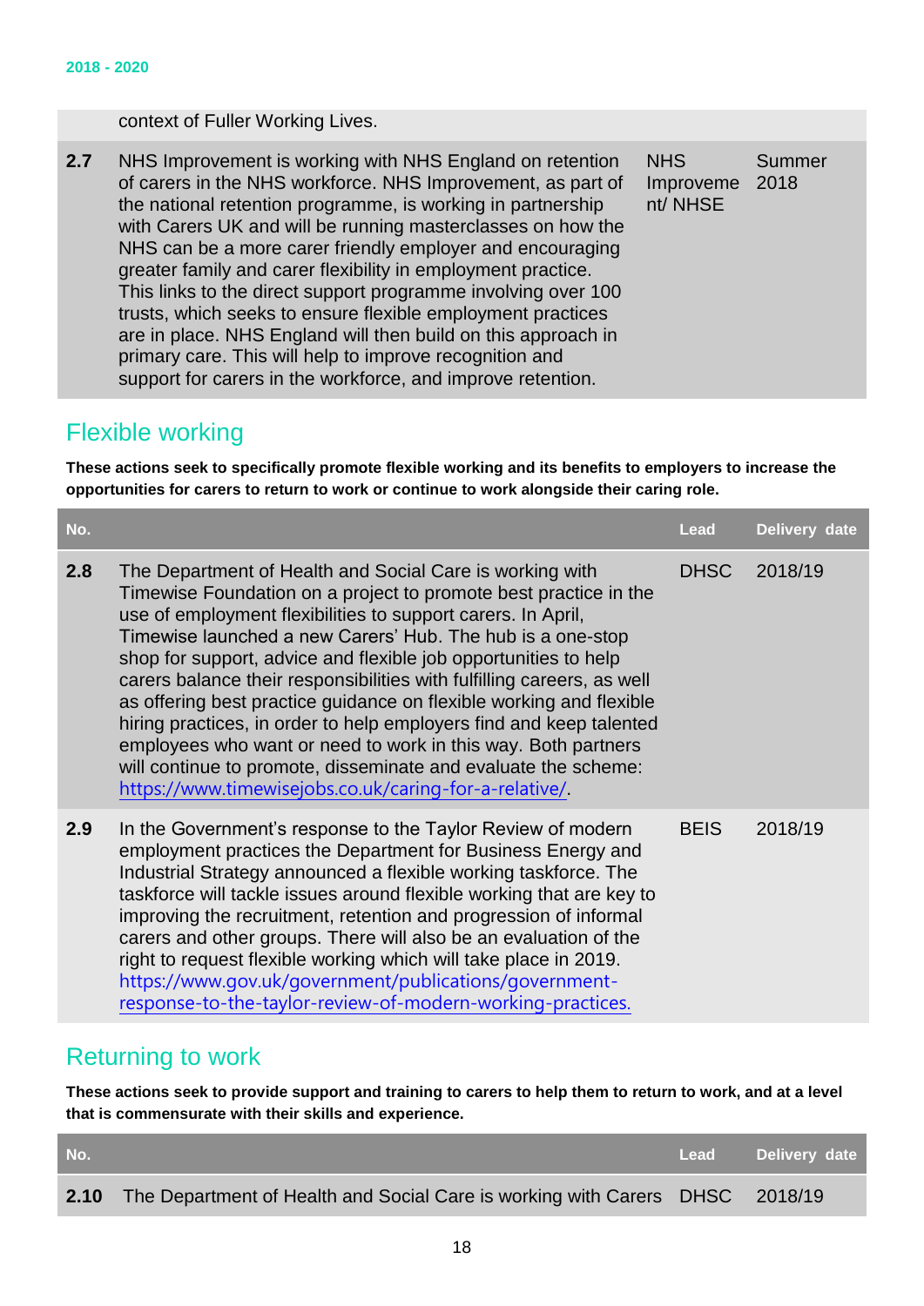| | | | |
|---|---|---|---|
| | context of Fuller Working Lives. | | |
| **2.7** | NHS Improvement is working with NHS England on retention of carers in the NHS workforce. NHS Improvement, as part of the national retention programme, is working in partnership with Carers UK and will be running masterclasses on how the NHS can be a more carer friendly employer and encouraging greater family and carer flexibility in employment practice. This links to the direct support programme involving over 100 trusts, which seeks to ensure flexible employment practices are in place. NHS England will then build on this approach in primary care. This will help to improve recognition and support for carers in the workforce, and improve retention. | NHS Improvement/ NHSE | Summer 2018 |

## Flexible working

**These actions seek to specifically promote flexible working and its benefits to employers to increase the opportunities for carers to return to work or continue to work alongside their caring role.**

| No. | | Lead | Delivery date |
|---|---|---|---|
| **2.8** | The Department of Health and Social Care is working with Timewise Foundation on a project to promote best practice in the use of employment flexibilities to support carers. In April, Timewise launched a new Carers' Hub. The hub is a one-stop shop for support, advice and flexible job opportunities to help carers balance their responsibilities with fulfilling careers, as well as offering best practice guidance on flexible working and flexible hiring practices, in order to help employers find and keep talented employees who want or need to work in this way. Both partners will continue to promote, disseminate and evaluate the scheme: https://www.timewisejobs.co.uk/caring-for-a-relative/. | DHSC | 2018/19 |
| **2.9** | In the Government's response to the Taylor Review of modern employment practices the Department for Business Energy and Industrial Strategy announced a flexible working taskforce. The taskforce will tackle issues around flexible working that are key to improving the recruitment, retention and progression of informal carers and other groups. There will also be an evaluation of the right to request flexible working which will take place in 2019. https://www.gov.uk/government/publications/government-response-to-the-taylor-review-of-modern-working-practices. | BEIS | 2018/19 |

## Returning to work

**These actions seek to provide support and training to carers to help them to return to work, and at a level that is commensurate with their skills and experience.**

| No. | | Lead | Delivery date |
|---|---|---|---|
| **2.10** | The Department of Health and Social Care is working with Carers | DHSC | 2018/19 |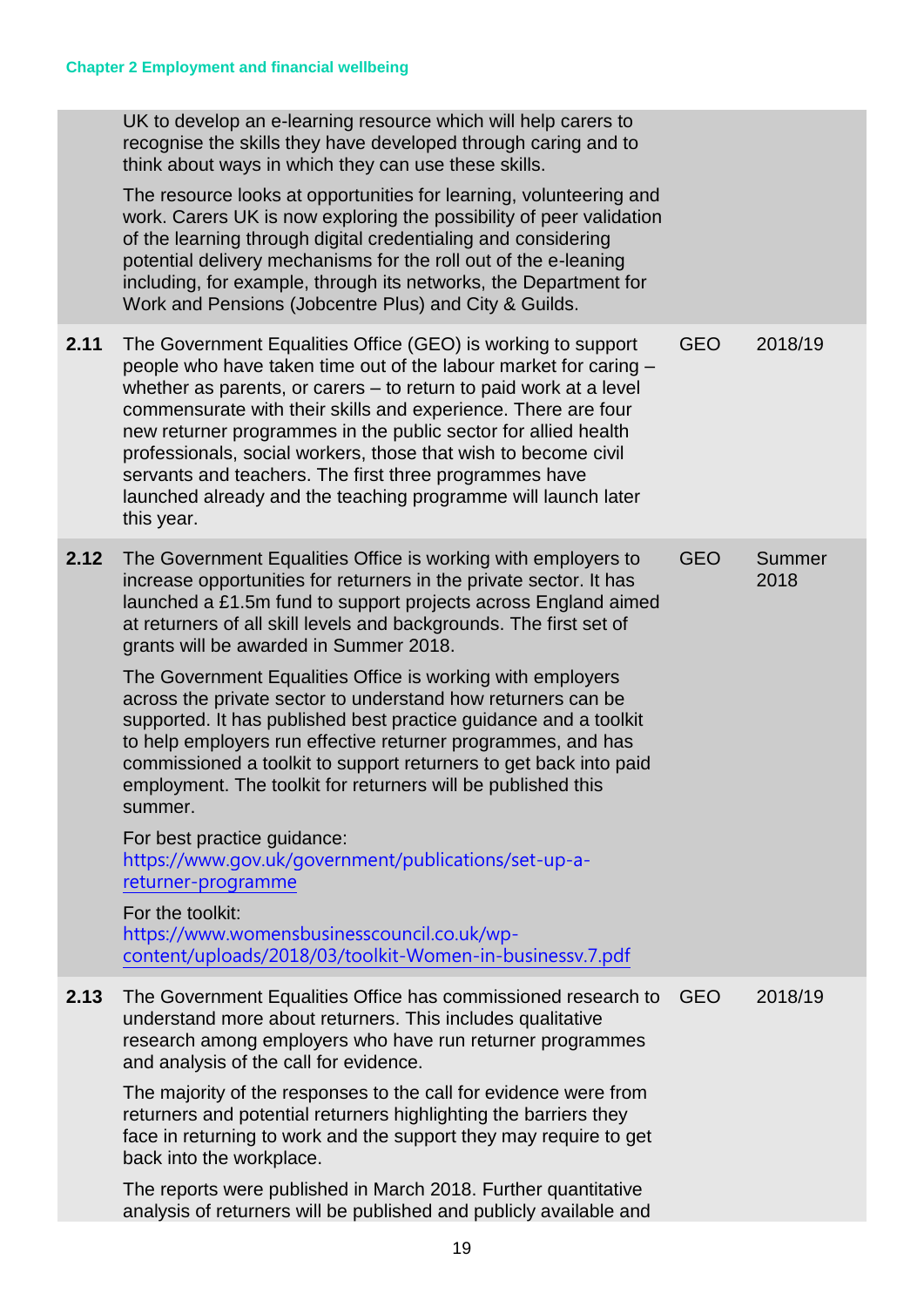| | | | |
|---|---|---|---|
| | UK to develop an e-learning resource which will help carers to recognise the skills they have developed through caring and to think about ways in which they can use these skills.<br><br>The resource looks at opportunities for learning, volunteering and work. Carers UK is now exploring the possibility of peer validation of the learning through digital credentialing and considering potential delivery mechanisms for the roll out of the e-leaning including, for example, through its networks, the Department for Work and Pensions (Jobcentre Plus) and City & Guilds. | | |
| **2.11** | The Government Equalities Office (GEO) is working to support people who have taken time out of the labour market for caring – whether as parents, or carers – to return to paid work at a level commensurate with their skills and experience. There are four new returner programmes in the public sector for allied health professionals, social workers, those that wish to become civil servants and teachers. The first three programmes have launched already and the teaching programme will launch later this year. | GEO | 2018/19 |
| **2.12** | The Government Equalities Office is working with employers to increase opportunities for returners in the private sector. It has launched a £1.5m fund to support projects across England aimed at returners of all skill levels and backgrounds. The first set of grants will be awarded in Summer 2018.<br><br>The Government Equalities Office is working with employers across the private sector to understand how returners can be supported. It has published best practice guidance and a toolkit to help employers run effective returner programmes, and has commissioned a toolkit to support returners to get back into paid employment. The toolkit for returners will be published this summer.<br><br>For best practice guidance:<br>https://www.gov.uk/government/publications/set-up-a-returner-programme<br><br>For the toolkit:<br>https://www.womensbusinesscouncil.co.uk/wp-content/uploads/2018/03/toolkit-Women-in-businessv.7.pdf | GEO | Summer 2018 |
| **2.13** | The Government Equalities Office has commissioned research to understand more about returners. This includes qualitative research among employers who have run returner programmes and analysis of the call for evidence.<br><br>The majority of the responses to the call for evidence were from returners and potential returners highlighting the barriers they face in returning to work and the support they may require to get back into the workplace.<br><br>The reports were published in March 2018. Further quantitative analysis of returners will be published and publicly available and | GEO | 2018/19 |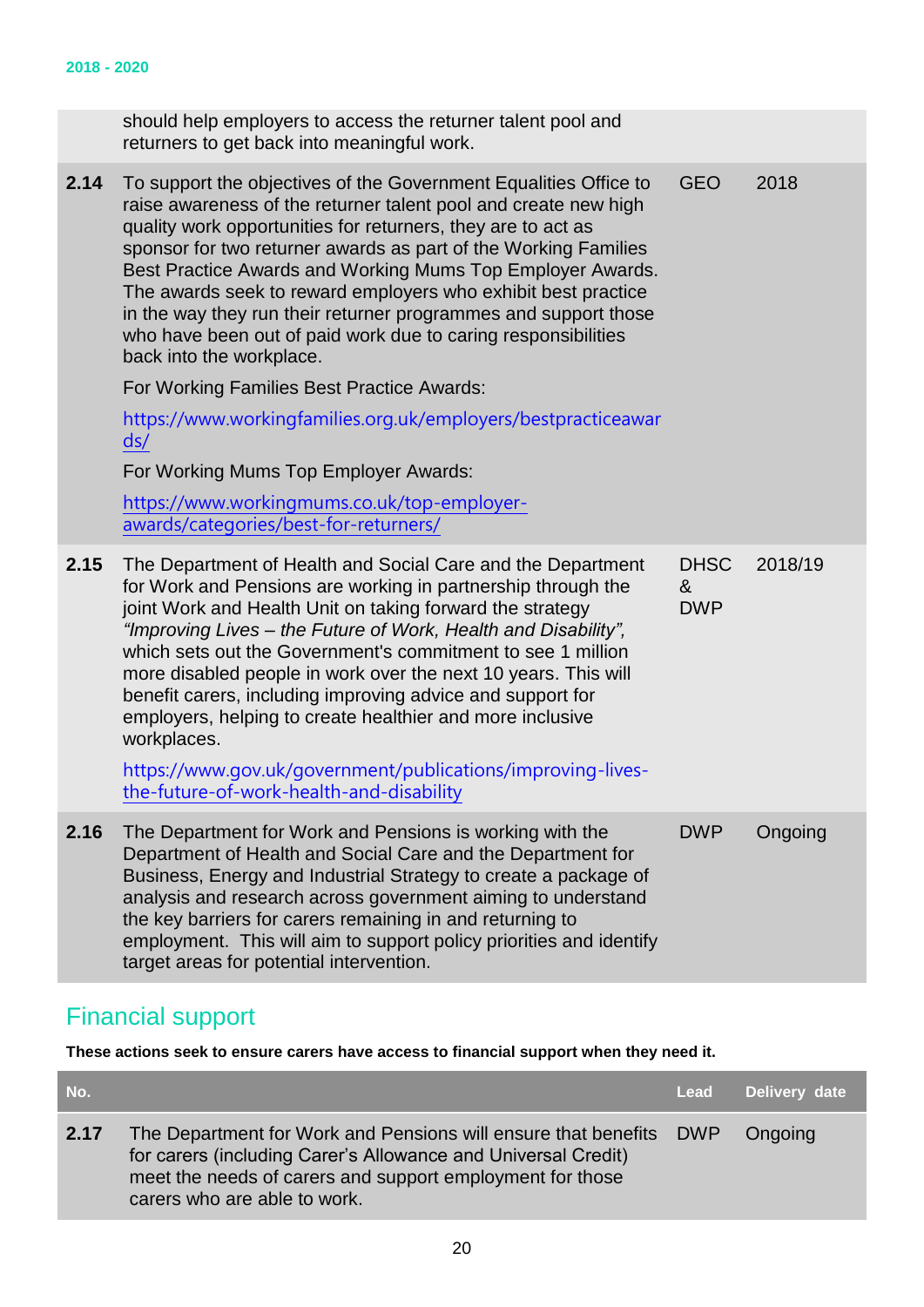| | | | |
|---|---|---|---|
| | should help employers to access the returner talent pool and returners to get back into meaningful work. | | |
| **2.14** | To support the objectives of the Government Equalities Office to raise awareness of the returner talent pool and create new high quality work opportunities for returners, they are to act as sponsor for two returner awards as part of the Working Families Best Practice Awards and Working Mums Top Employer Awards. The awards seek to reward employers who exhibit best practice in the way they run their returner programmes and support those who have been out of paid work due to caring responsibilities back into the workplace.<br><br>For Working Families Best Practice Awards:<br><br>https://www.workingfamilies.org.uk/employers/bestpracticeawards/<br><br>For Working Mums Top Employer Awards:<br><br>https://www.workingmums.co.uk/top-employer-awards/categories/best-for-returners/ | GEO | 2018 |
| **2.15** | The Department of Health and Social Care and the Department for Work and Pensions are working in partnership through the joint Work and Health Unit on taking forward the strategy *"Improving Lives – the Future of Work, Health and Disability",* which sets out the Government's commitment to see 1 million more disabled people in work over the next 10 years. This will benefit carers, including improving advice and support for employers, helping to create healthier and more inclusive workplaces.<br><br>https://www.gov.uk/government/publications/improving-lives-the-future-of-work-health-and-disability | DHSC & DWP | 2018/19 |
| **2.16** | The Department for Work and Pensions is working with the Department of Health and Social Care and the Department for Business, Energy and Industrial Strategy to create a package of analysis and research across government aiming to understand the key barriers for carers remaining in and returning to employment. This will aim to support policy priorities and identify target areas for potential intervention. | DWP | Ongoing |

## Financial support

**These actions seek to ensure carers have access to financial support when they need it.**

| No. | | Lead | Delivery date |
|---|---|---|---|
| **2.17** | The Department for Work and Pensions will ensure that benefits for carers (including Carer's Allowance and Universal Credit) meet the needs of carers and support employment for those carers who are able to work. | DWP | Ongoing |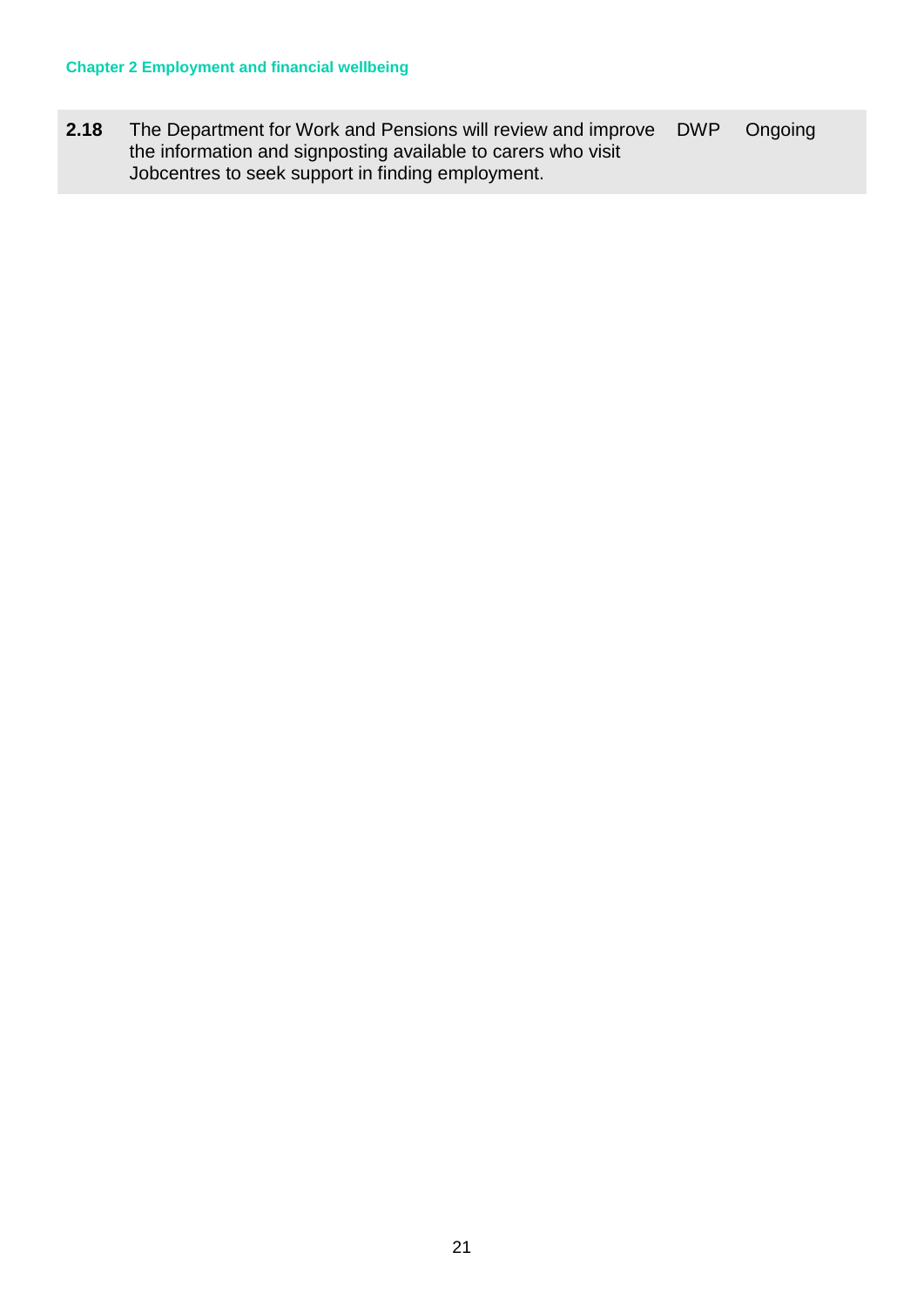| 2.18 | The Department for Work and Pensions will review and improve the information and signposting available to carers who visit Jobcentres to seek support in finding employment. | DWP | Ongoing |
| --- | --- | --- | --- |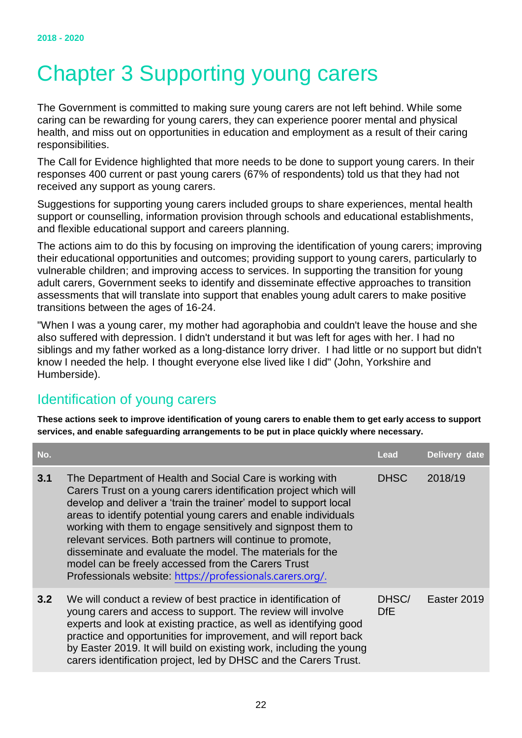# Chapter 3 Supporting young carers

The Government is committed to making sure young carers are not left behind. While some caring can be rewarding for young carers, they can experience poorer mental and physical health, and miss out on opportunities in education and employment as a result of their caring responsibilities.

The Call for Evidence highlighted that more needs to be done to support young carers. In their responses 400 current or past young carers (67% of respondents) told us that they had not received any support as young carers.

Suggestions for supporting young carers included groups to share experiences, mental health support or counselling, information provision through schools and educational establishments, and flexible educational support and careers planning.

The actions aim to do this by focusing on improving the identification of young carers; improving their educational opportunities and outcomes; providing support to young carers, particularly to vulnerable children; and improving access to services. In supporting the transition for young adult carers, Government seeks to identify and disseminate effective approaches to transition assessments that will translate into support that enables young adult carers to make positive transitions between the ages of 16-24.

"When I was a young carer, my mother had agoraphobia and couldn't leave the house and she also suffered with depression. I didn't understand it but was left for ages with her. I had no siblings and my father worked as a long-distance lorry driver. I had little or no support but didn't know I needed the help. I thought everyone else lived like I did" (John, Yorkshire and Humberside).

## Identification of young carers

**These actions seek to improve identification of young carers to enable them to get early access to support services, and enable safeguarding arrangements to be put in place quickly where necessary.**

| No. | | Lead | Delivery date |
|---|---|---|---|
| **3.1** | The Department of Health and Social Care is working with Carers Trust on a young carers identification project which will develop and deliver a 'train the trainer' model to support local areas to identify potential young carers and enable individuals working with them to engage sensitively and signpost them to relevant services. Both partners will continue to promote, disseminate and evaluate the model. The materials for the model can be freely accessed from the Carers Trust Professionals website: https://professionals.carers.org/. | DHSC | 2018/19 |
| **3.2** | We will conduct a review of best practice in identification of young carers and access to support. The review will involve experts and look at existing practice, as well as identifying good practice and opportunities for improvement, and will report back by Easter 2019. It will build on existing work, including the young carers identification project, led by DHSC and the Carers Trust. | DHSC/ DfE | Easter 2019 |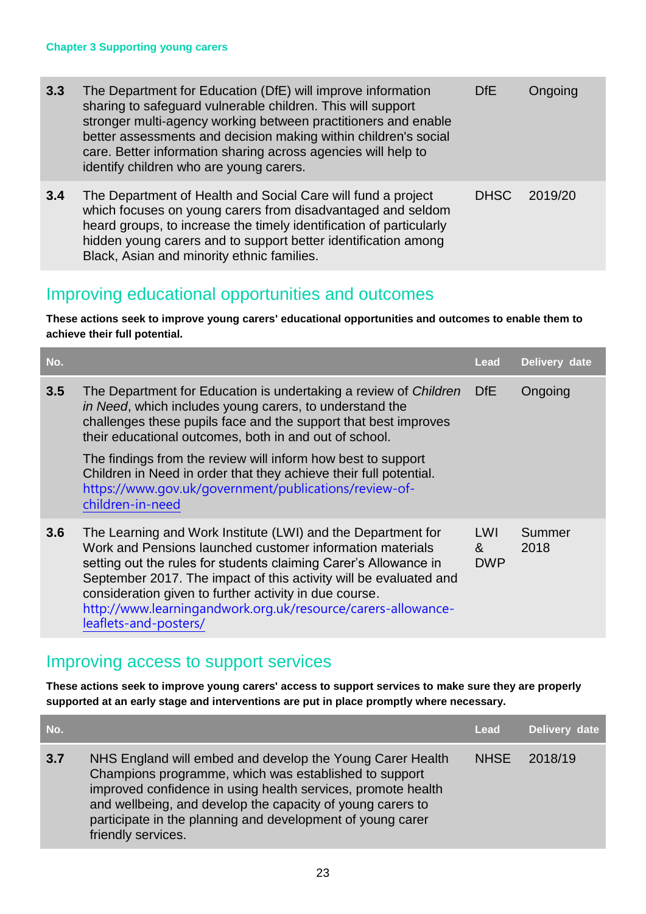| No. | | Lead | Delivery date |
|---|---|---|---|
| **3.3** | The Department for Education (DfE) will improve information sharing to safeguard vulnerable children. This will support stronger multi-agency working between practitioners and enable better assessments and decision making within children's social care. Better information sharing across agencies will help to identify children who are young carers. | DfE | Ongoing |
| **3.4** | The Department of Health and Social Care will fund a project which focuses on young carers from disadvantaged and seldom heard groups, to increase the timely identification of particularly hidden young carers and to support better identification among Black, Asian and minority ethnic families. | DHSC | 2019/20 |

## Improving educational opportunities and outcomes

**These actions seek to improve young carers' educational opportunities and outcomes to enable them to achieve their full potential.**

| No. | | Lead | Delivery date |
|---|---|---|---|
| **3.5** | The Department for Education is undertaking a review of *Children in Need*, which includes young carers, to understand the challenges these pupils face and the support that best improves their educational outcomes, both in and out of school.<br><br>The findings from the review will inform how best to support Children in Need in order that they achieve their full potential. https://www.gov.uk/government/publications/review-of-children-in-need | DfE | Ongoing |
| **3.6** | The Learning and Work Institute (LWI) and the Department for Work and Pensions launched customer information materials setting out the rules for students claiming Carer's Allowance in September 2017. The impact of this activity will be evaluated and consideration given to further activity in due course. http://www.learningandwork.org.uk/resource/carers-allowance-leaflets-and-posters/ | LWI & DWP | Summer 2018 |

## Improving access to support services

**These actions seek to improve young carers' access to support services to make sure they are properly supported at an early stage and interventions are put in place promptly where necessary.**

| No. | | Lead | Delivery date |
|---|---|---|---|
| **3.7** | NHS England will embed and develop the Young Carer Health Champions programme, which was established to support improved confidence in using health services, promote health and wellbeing, and develop the capacity of young carers to participate in the planning and development of young carer friendly services. | NHSE | 2018/19 |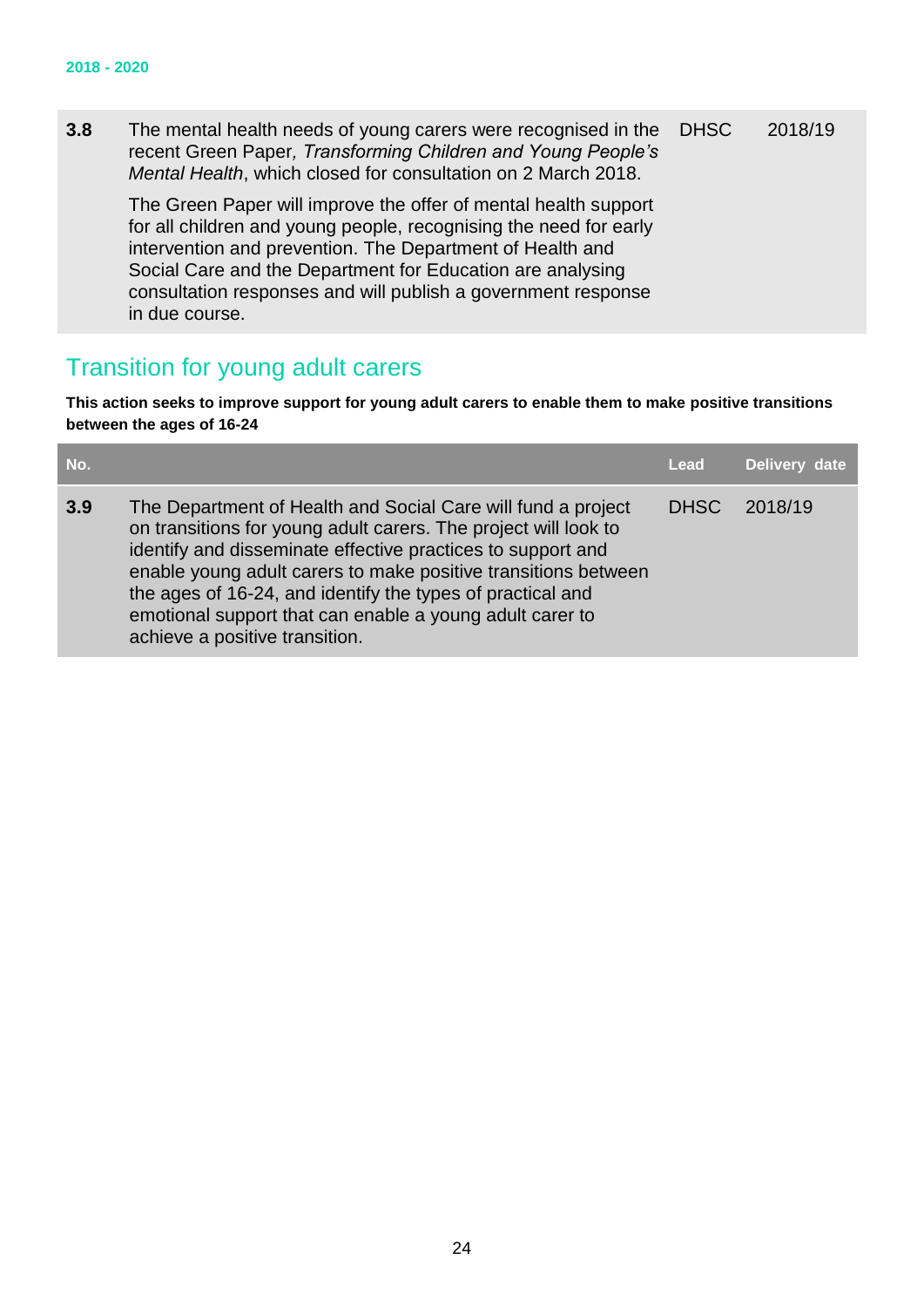| | | | |
|---|---|---|---|
| **3.8** | The mental health needs of young carers were recognised in the recent Green Paper*, Transforming Children and Young People's Mental Health*, which closed for consultation on 2 March 2018.<br><br>The Green Paper will improve the offer of mental health support for all children and young people, recognising the need for early intervention and prevention. The Department of Health and Social Care and the Department for Education are analysing consultation responses and will publish a government response in due course. | DHSC | 2018/19 |

## Transition for young adult carers

**This action seeks to improve support for young adult carers to enable them to make positive transitions between the ages of 16-24**

| No. | | Lead | Delivery date |
|---|---|---|---|
| **3.9** | The Department of Health and Social Care will fund a project on transitions for young adult carers. The project will look to identify and disseminate effective practices to support and enable young adult carers to make positive transitions between the ages of 16-24, and identify the types of practical and emotional support that can enable a young adult carer to achieve a positive transition. | DHSC | 2018/19 |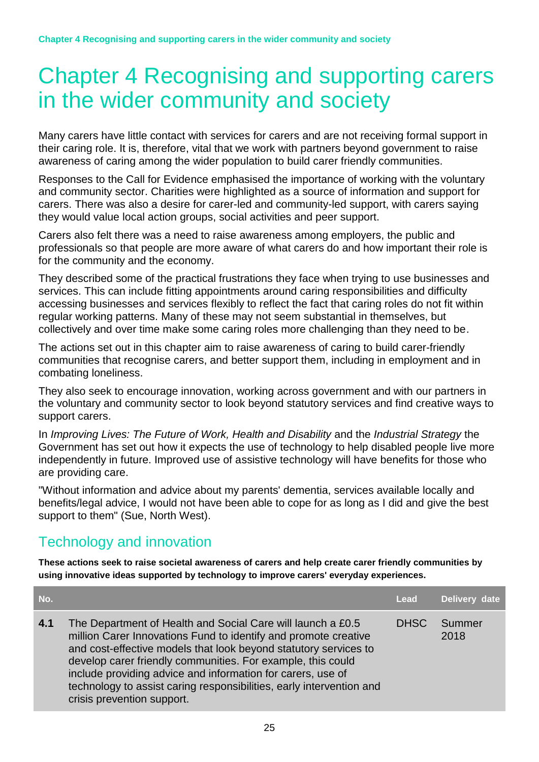# Chapter 4 Recognising and supporting carers in the wider community and society

Many carers have little contact with services for carers and are not receiving formal support in their caring role. It is, therefore, vital that we work with partners beyond government to raise awareness of caring among the wider population to build carer friendly communities.

Responses to the Call for Evidence emphasised the importance of working with the voluntary and community sector. Charities were highlighted as a source of information and support for carers. There was also a desire for carer-led and community-led support, with carers saying they would value local action groups, social activities and peer support.

Carers also felt there was a need to raise awareness among employers, the public and professionals so that people are more aware of what carers do and how important their role is for the community and the economy.

They described some of the practical frustrations they face when trying to use businesses and services. This can include fitting appointments around caring responsibilities and difficulty accessing businesses and services flexibly to reflect the fact that caring roles do not fit within regular working patterns. Many of these may not seem substantial in themselves, but collectively and over time make some caring roles more challenging than they need to be.

The actions set out in this chapter aim to raise awareness of caring to build carer-friendly communities that recognise carers, and better support them, including in employment and in combating loneliness.

They also seek to encourage innovation, working across government and with our partners in the voluntary and community sector to look beyond statutory services and find creative ways to support carers.

In *Improving Lives: The Future of Work, Health and Disability* and the *Industrial Strategy* the Government has set out how it expects the use of technology to help disabled people live more independently in future. Improved use of assistive technology will have benefits for those who are providing care.

"Without information and advice about my parents' dementia, services available locally and benefits/legal advice, I would not have been able to cope for as long as I did and give the best support to them" (Sue, North West).

## Technology and innovation

**These actions seek to raise societal awareness of carers and help create carer friendly communities by using innovative ideas supported by technology to improve carers' everyday experiences.**

| No. | | Lead | Delivery date |
|---|---|---|---|
| **4.1** | The Department of Health and Social Care will launch a £0.5 million Carer Innovations Fund to identify and promote creative and cost-effective models that look beyond statutory services to develop carer friendly communities. For example, this could include providing advice and information for carers, use of technology to assist caring responsibilities, early intervention and crisis prevention support. | DHSC | Summer 2018 |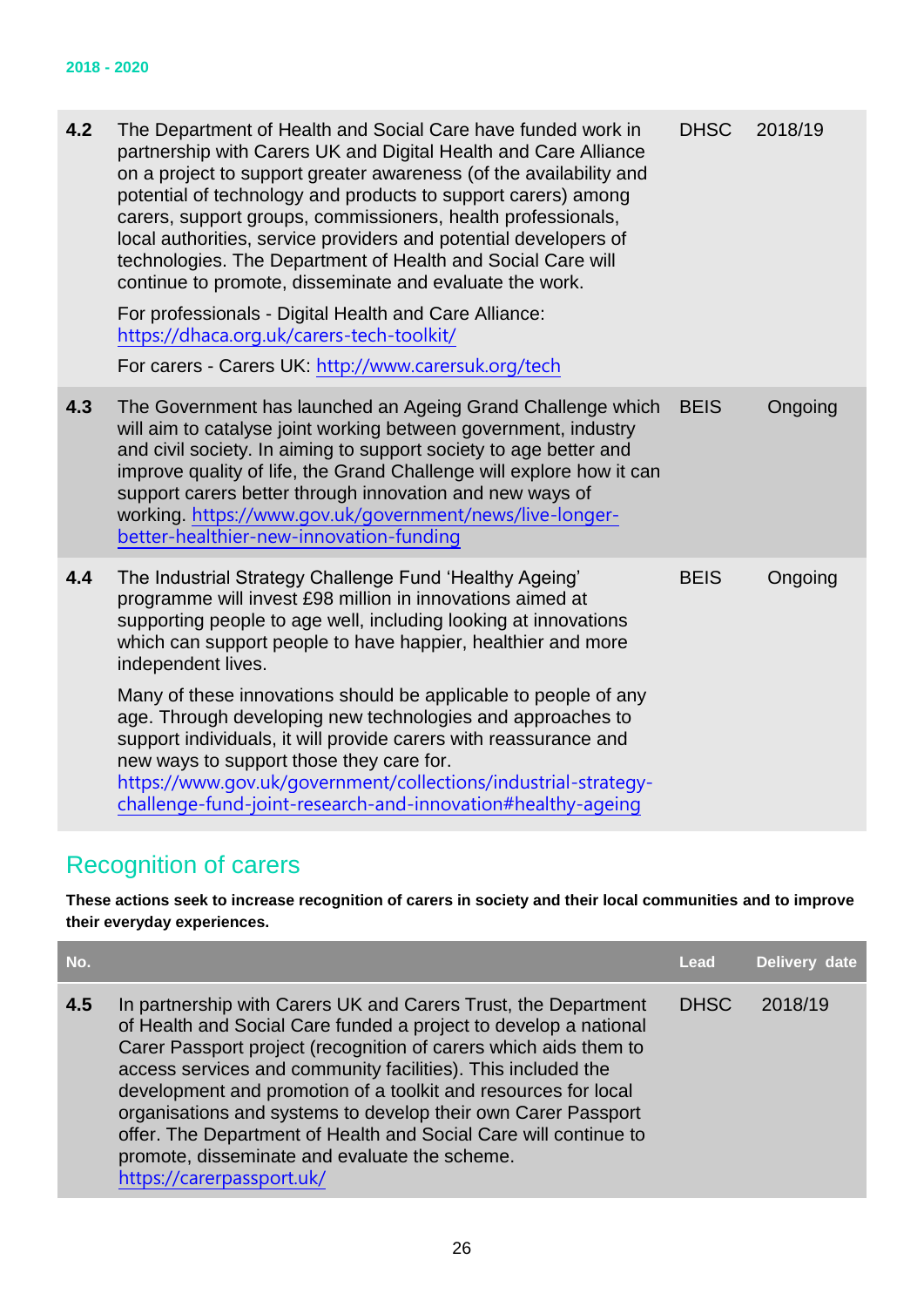| No. | | Lead | Delivery date |
|---|---|---|---|
| 4.2 | The Department of Health and Social Care have funded work in partnership with Carers UK and Digital Health and Care Alliance on a project to support greater awareness (of the availability and potential of technology and products to support carers) among carers, support groups, commissioners, health professionals, local authorities, service providers and potential developers of technologies. The Department of Health and Social Care will continue to promote, disseminate and evaluate the work.<br><br>For professionals - Digital Health and Care Alliance: https://dhaca.org.uk/carers-tech-toolkit/<br><br>For carers - Carers UK: http://www.carersuk.org/tech | DHSC | 2018/19 |
| 4.3 | The Government has launched an Ageing Grand Challenge which will aim to catalyse joint working between government, industry and civil society. In aiming to support society to age better and improve quality of life, the Grand Challenge will explore how it can support carers better through innovation and new ways of working. https://www.gov.uk/government/news/live-longer-better-healthier-new-innovation-funding | BEIS | Ongoing |
| 4.4 | The Industrial Strategy Challenge Fund 'Healthy Ageing' programme will invest £98 million in innovations aimed at supporting people to age well, including looking at innovations which can support people to have happier, healthier and more independent lives.<br><br>Many of these innovations should be applicable to people of any age. Through developing new technologies and approaches to support individuals, it will provide carers with reassurance and new ways to support those they care for. https://www.gov.uk/government/collections/industrial-strategy-challenge-fund-joint-research-and-innovation#healthy-ageing | BEIS | Ongoing |

## Recognition of carers

**These actions seek to increase recognition of carers in society and their local communities and to improve their everyday experiences.**

| No. | | Lead | Delivery date |
|---|---|---|---|
| 4.5 | In partnership with Carers UK and Carers Trust, the Department of Health and Social Care funded a project to develop a national Carer Passport project (recognition of carers which aids them to access services and community facilities). This included the development and promotion of a toolkit and resources for local organisations and systems to develop their own Carer Passport offer. The Department of Health and Social Care will continue to promote, disseminate and evaluate the scheme. https://carerpassport.uk/ | DHSC | 2018/19 |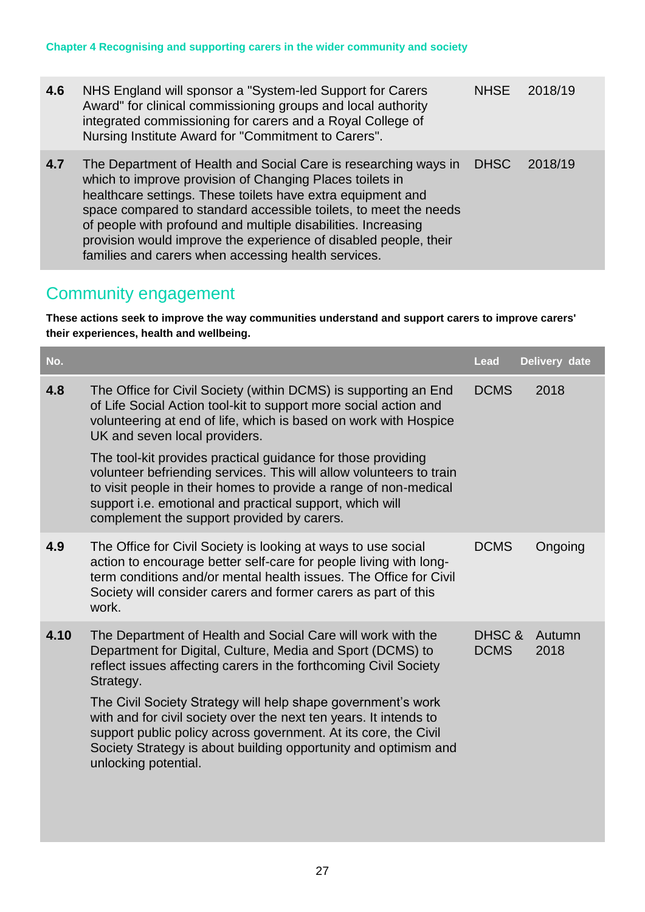| No. | | Lead | Delivery date |
|---|---|---|---|
| 4.6 | NHS England will sponsor a "System-led Support for Carers Award" for clinical commissioning groups and local authority integrated commissioning for carers and a Royal College of Nursing Institute Award for "Commitment to Carers". | NHSE | 2018/19 |
| 4.7 | The Department of Health and Social Care is researching ways in which to improve provision of Changing Places toilets in healthcare settings. These toilets have extra equipment and space compared to standard accessible toilets, to meet the needs of people with profound and multiple disabilities. Increasing provision would improve the experience of disabled people, their families and carers when accessing health services. | DHSC | 2018/19 |

## Community engagement

**These actions seek to improve the way communities understand and support carers to improve carers' their experiences, health and wellbeing.**

| No. | | Lead | Delivery date |
|---|---|---|---|
| 4.8 | The Office for Civil Society (within DCMS) is supporting an End of Life Social Action tool-kit to support more social action and volunteering at end of life, which is based on work with Hospice UK and seven local providers.<br><br>The tool-kit provides practical guidance for those providing volunteer befriending services. This will allow volunteers to train to visit people in their homes to provide a range of non-medical support i.e. emotional and practical support, which will complement the support provided by carers. | DCMS | 2018 |
| 4.9 | The Office for Civil Society is looking at ways to use social action to encourage better self-care for people living with long-term conditions and/or mental health issues. The Office for Civil Society will consider carers and former carers as part of this work. | DCMS | Ongoing |
| 4.10 | The Department of Health and Social Care will work with the Department for Digital, Culture, Media and Sport (DCMS) to reflect issues affecting carers in the forthcoming Civil Society Strategy.<br><br>The Civil Society Strategy will help shape government's work with and for civil society over the next ten years. It intends to support public policy across government. At its core, the Civil Society Strategy is about building opportunity and optimism and unlocking potential. | DHSC & DCMS | Autumn 2018 |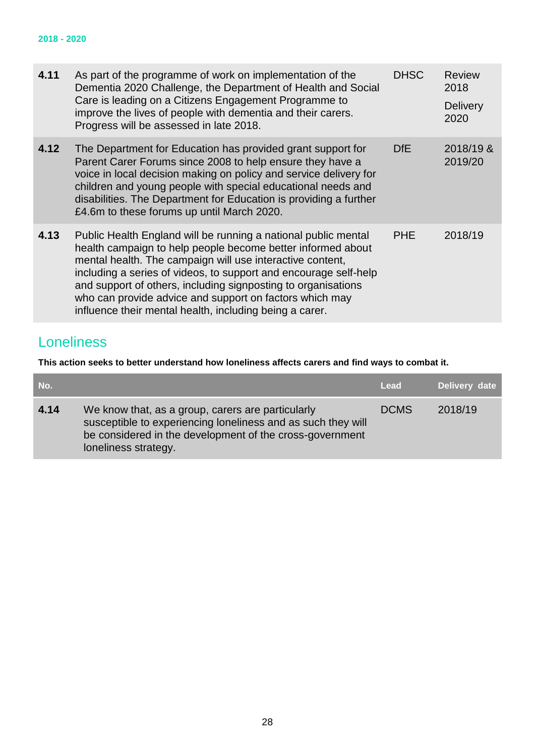| | | | |
|---|---|---|---|
| **4.11** | As part of the programme of work on implementation of the Dementia 2020 Challenge, the Department of Health and Social Care is leading on a Citizens Engagement Programme to improve the lives of people with dementia and their carers. Progress will be assessed in late 2018. | DHSC | Review 2018<br><br>Delivery 2020 |
| **4.12** | The Department for Education has provided grant support for Parent Carer Forums since 2008 to help ensure they have a voice in local decision making on policy and service delivery for children and young people with special educational needs and disabilities. The Department for Education is providing a further £4.6m to these forums up until March 2020. | DfE | 2018/19 & 2019/20 |
| **4.13** | Public Health England will be running a national public mental health campaign to help people become better informed about mental health. The campaign will use interactive content, including a series of videos, to support and encourage self-help and support of others, including signposting to organisations who can provide advice and support on factors which may influence their mental health, including being a carer. | PHE | 2018/19 |

## Loneliness

**This action seeks to better understand how loneliness affects carers and find ways to combat it.**

| No. | | Lead | Delivery date |
|---|---|---|---|
| **4.14** | We know that, as a group, carers are particularly susceptible to experiencing loneliness and as such they will be considered in the development of the cross-government loneliness strategy. | DCMS | 2018/19 |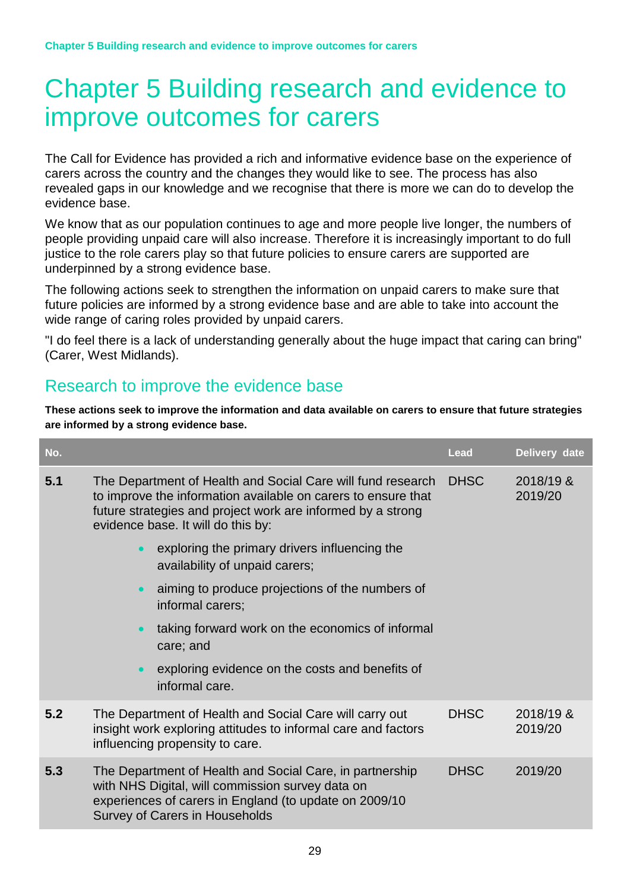# Chapter 5 Building research and evidence to improve outcomes for carers

The Call for Evidence has provided a rich and informative evidence base on the experience of carers across the country and the changes they would like to see. The process has also revealed gaps in our knowledge and we recognise that there is more we can do to develop the evidence base.

We know that as our population continues to age and more people live longer, the numbers of people providing unpaid care will also increase. Therefore it is increasingly important to do full justice to the role carers play so that future policies to ensure carers are supported are underpinned by a strong evidence base.

The following actions seek to strengthen the information on unpaid carers to make sure that future policies are informed by a strong evidence base and are able to take into account the wide range of caring roles provided by unpaid carers.

"I do feel there is a lack of understanding generally about the huge impact that caring can bring" (Carer, West Midlands).

## Research to improve the evidence base

**These actions seek to improve the information and data available on carers to ensure that future strategies are informed by a strong evidence base.**

| No. | | Lead | Delivery date |
|---|---|---|---|
| **5.1** | The Department of Health and Social Care will fund research to improve the information available on carers to ensure that future strategies and project work are informed by a strong evidence base. It will do this by:<br>• exploring the primary drivers influencing the availability of unpaid carers;<br>• aiming to produce projections of the numbers of informal carers;<br>• taking forward work on the economics of informal care; and<br>• exploring evidence on the costs and benefits of informal care. | DHSC | 2018/19 & 2019/20 |
| **5.2** | The Department of Health and Social Care will carry out insight work exploring attitudes to informal care and factors influencing propensity to care. | DHSC | 2018/19 & 2019/20 |
| **5.3** | The Department of Health and Social Care, in partnership with NHS Digital, will commission survey data on experiences of carers in England (to update on 2009/10 Survey of Carers in Households | DHSC | 2019/20 |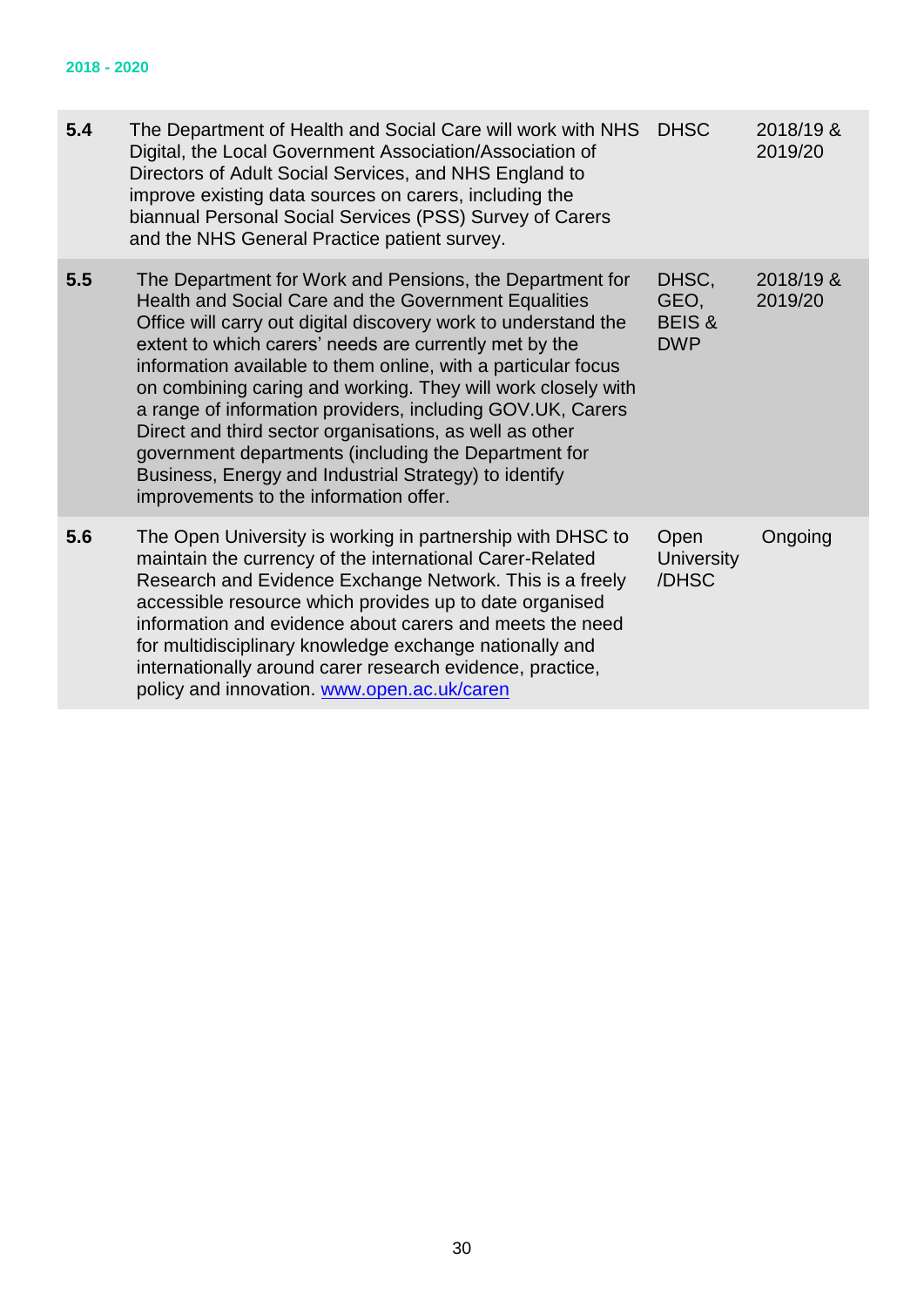| | | | |
|---|---|---|---|
| **5.4** | The Department of Health and Social Care will work with NHS Digital, the Local Government Association/Association of Directors of Adult Social Services, and NHS England to improve existing data sources on carers, including the biannual Personal Social Services (PSS) Survey of Carers and the NHS General Practice patient survey. | DHSC | 2018/19 & 2019/20 |
| **5.5** | The Department for Work and Pensions, the Department for Health and Social Care and the Government Equalities Office will carry out digital discovery work to understand the extent to which carers' needs are currently met by the information available to them online, with a particular focus on combining caring and working. They will work closely with a range of information providers, including GOV.UK, Carers Direct and third sector organisations, as well as other government departments (including the Department for Business, Energy and Industrial Strategy) to identify improvements to the information offer. | DHSC, GEO, BEIS & DWP | 2018/19 & 2019/20 |
| **5.6** | The Open University is working in partnership with DHSC to maintain the currency of the international Carer-Related Research and Evidence Exchange Network. This is a freely accessible resource which provides up to date organised information and evidence about carers and meets the need for multidisciplinary knowledge exchange nationally and internationally around carer research evidence, practice, policy and innovation. [www.open.ac.uk/caren](http://www.open.ac.uk/caren) | Open University /DHSC | Ongoing |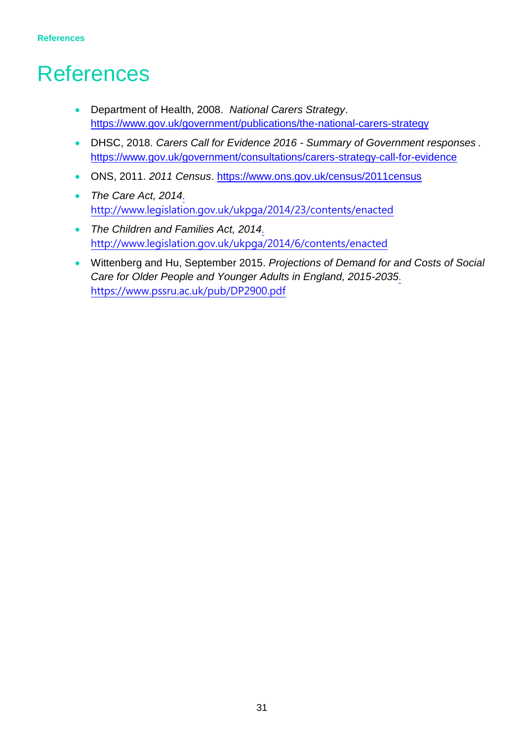# References

- Department of Health, 2008. *National Carers Strategy*. https://www.gov.uk/government/publications/the-national-carers-strategy
- DHSC, 2018. *Carers Call for Evidence 2016 - Summary of Government responses* . https://www.gov.uk/government/consultations/carers-strategy-call-for-evidence
- ONS, 2011. *2011 Census*. https://www.ons.gov.uk/census/2011census
- *The Care Act, 2014*. http://www.legislation.gov.uk/ukpga/2014/23/contents/enacted
- *The Children and Families Act, 2014*. http://www.legislation.gov.uk/ukpga/2014/6/contents/enacted
- Wittenberg and Hu, September 2015. *Projections of Demand for and Costs of Social Care for Older People and Younger Adults in England, 2015-2035*. https://www.pssru.ac.uk/pub/DP2900.pdf